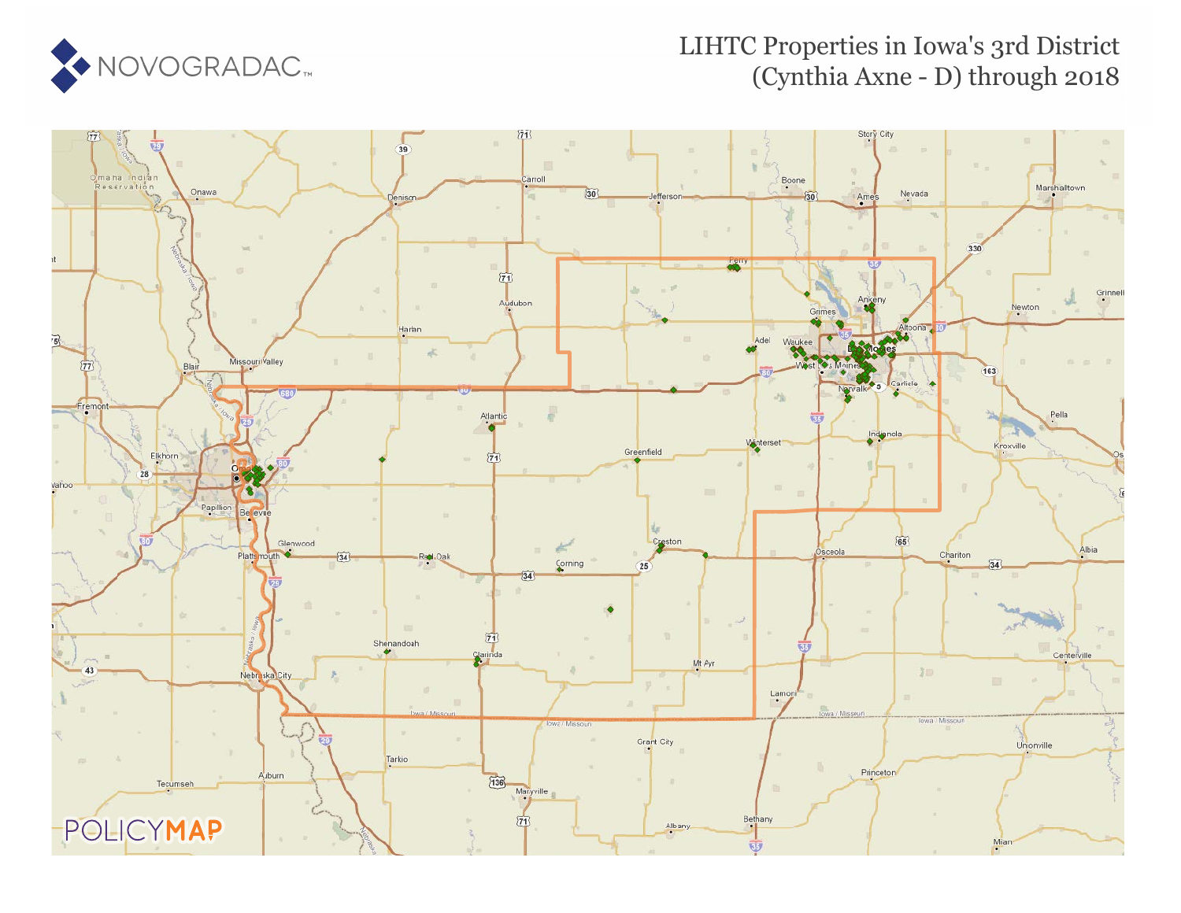# LIHTC Properties in Iowa's 3rd District (Cynthia Axne - D) through 2018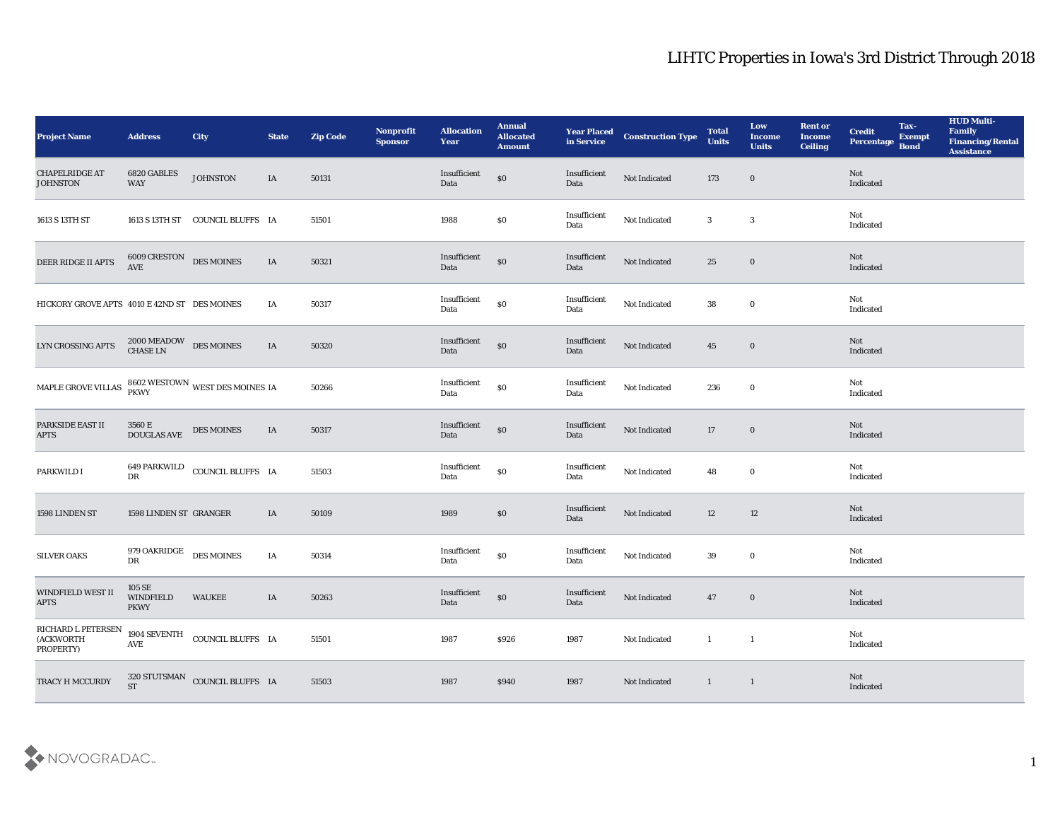# LIHTC Properties in Iowa's 3rd District Through 2018

| Project Name | Address | City | State | Zip Code | Nonprofit Sponsor | Allocation Year | Annual Allocated Amount | Year Placed in Service | Construction Type | Total Units | Low Income Units | Rent or Income Ceiling | Credit Percentage | Tax-Exempt Bond | HUD Multi-Family Financing/Rental Assistance |
|---|---|---|---|---|---|---|---|---|---|---|---|---|---|---|---|
| CHAPELRIDGE AT JOHNSTON | 6820 GABLES WAY | JOHNSTON | IA | 50131 | | Insufficient Data | $0 | Insufficient Data | Not Indicated | 173 | 0 | | Not Indicated | | |
| 1613 S 13TH ST | 1613 S 13TH ST | COUNCIL BLUFFS | IA | 51501 | | 1988 | $0 | Insufficient Data | Not Indicated | 3 | 3 | | Not Indicated | | |
| DEER RIDGE II APTS | 6009 CRESTON AVE | DES MOINES | IA | 50321 | | Insufficient Data | $0 | Insufficient Data | Not Indicated | 25 | 0 | | Not Indicated | | |
| HICKORY GROVE APTS | 4010 E 42ND ST | DES MOINES | IA | 50317 | | Insufficient Data | $0 | Insufficient Data | Not Indicated | 38 | 0 | | Not Indicated | | |
| LYN CROSSING APTS | 2000 MEADOW CHASE LN | DES MOINES | IA | 50320 | | Insufficient Data | $0 | Insufficient Data | Not Indicated | 45 | 0 | | Not Indicated | | |
| MAPLE GROVE VILLAS | 8602 WESTOWN PKWY | WEST DES MOINES | IA | 50266 | | Insufficient Data | $0 | Insufficient Data | Not Indicated | 236 | 0 | | Not Indicated | | |
| PARKSIDE EAST II APTS | 3560 E DOUGLAS AVE | DES MOINES | IA | 50317 | | Insufficient Data | $0 | Insufficient Data | Not Indicated | 17 | 0 | | Not Indicated | | |
| PARKWILD I | 649 PARKWILD DR | COUNCIL BLUFFS | IA | 51503 | | Insufficient Data | $0 | Insufficient Data | Not Indicated | 48 | 0 | | Not Indicated | | |
| 1598 LINDEN ST | 1598 LINDEN ST | GRANGER | IA | 50109 | | 1989 | $0 | Insufficient Data | Not Indicated | 12 | 12 | | Not Indicated | | |
| SILVER OAKS | 979 OAKRIDGE DR | DES MOINES | IA | 50314 | | Insufficient Data | $0 | Insufficient Data | Not Indicated | 39 | 0 | | Not Indicated | | |
| WINDFIELD WEST II APTS | 105 SE WINDFIELD PKWY | WAUKEE | IA | 50263 | | Insufficient Data | $0 | Insufficient Data | Not Indicated | 47 | 0 | | Not Indicated | | |
| RICHARD L PETERSEN (ACKWORTH PROPERTY) | 1904 SEVENTH AVE | COUNCIL BLUFFS | IA | 51501 | | 1987 | $926 | 1987 | Not Indicated | 1 | 1 | | Not Indicated | | |
| TRACY H MCCURDY | 320 STUTSMAN ST | COUNCIL BLUFFS | IA | 51503 | | 1987 | $940 | 1987 | Not Indicated | 1 | 1 | | Not Indicated | | |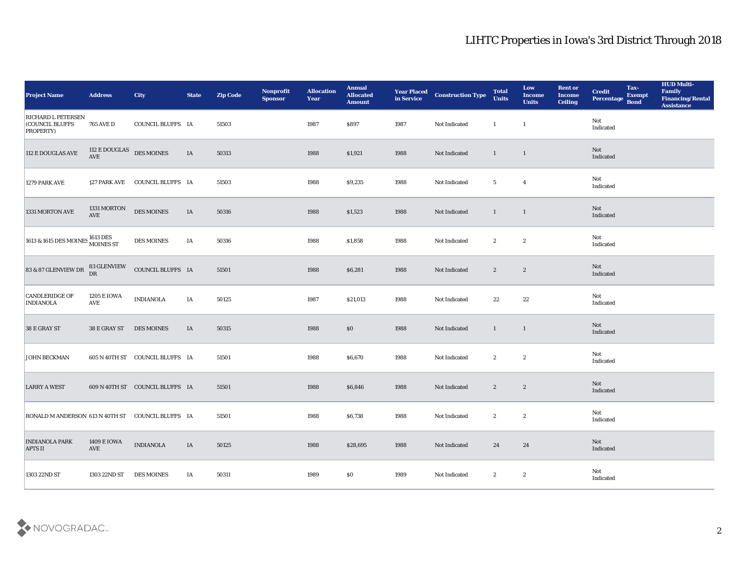| Project Name | Address | City | State | Zip Code | Nonprofit Sponsor | Allocation Year | Annual Allocated Amount | Year Placed in Service | Construction Type | Total Units | Low Income Units | Rent or Income Ceiling | Credit Percentage | Tax-Exempt Bond | HUD Multi-Family Financing/Rental Assistance |
|---|---|---|---|---|---|---|---|---|---|---|---|---|---|---|---|
| RICHARD L PETERSEN (COUNCIL BLUFFS PROPERTY) | 765 AVE D | COUNCIL BLUFFS | IA | 51503 | | 1987 | $897 | 1987 | Not Indicated | 1 | 1 | | Not Indicated | | |
| 112 E DOUGLAS AVE | 112 E DOUGLAS AVE | DES MOINES | IA | 50313 | | 1988 | $1,921 | 1988 | Not Indicated | 1 | 1 | | Not Indicated | | |
| 1279 PARK AVE | 127 PARK AVE | COUNCIL BLUFFS | IA | 51503 | | 1988 | $9,235 | 1988 | Not Indicated | 5 | 4 | | Not Indicated | | |
| 1331 MORTON AVE | 1331 MORTON AVE | DES MOINES | IA | 50316 | | 1988 | $1,523 | 1988 | Not Indicated | 1 | 1 | | Not Indicated | | |
| 1613 & 1615 DES MOINES | 1613 DES MOINES ST | DES MOINES | IA | 50316 | | 1988 | $1,858 | 1988 | Not Indicated | 2 | 2 | | Not Indicated | | |
| 83 & 87 GLENVIEW DR | 83 GLENVIEW DR | COUNCIL BLUFFS | IA | 51501 | | 1988 | $6,281 | 1988 | Not Indicated | 2 | 2 | | Not Indicated | | |
| CANDLERIDGE OF INDIANOLA | 1205 E IOWA AVE | INDIANOLA | IA | 50125 | | 1987 | $21,013 | 1988 | Not Indicated | 22 | 22 | | Not Indicated | | |
| 38 E GRAY ST | 38 E GRAY ST | DES MOINES | IA | 50315 | | 1988 | $0 | 1988 | Not Indicated | 1 | 1 | | Not Indicated | | |
| JOHN BECKMAN | 605 N 40TH ST | COUNCIL BLUFFS | IA | 51501 | | 1988 | $6,670 | 1988 | Not Indicated | 2 | 2 | | Not Indicated | | |
| LARRY A WEST | 609 N 40TH ST | COUNCIL BLUFFS | IA | 51501 | | 1988 | $6,846 | 1988 | Not Indicated | 2 | 2 | | Not Indicated | | |
| RONALD M ANDERSON | 613 N 40TH ST | COUNCIL BLUFFS | IA | 51501 | | 1988 | $6,738 | 1988 | Not Indicated | 2 | 2 | | Not Indicated | | |
| INDIANOLA PARK APTS II | 1409 E IOWA AVE | INDIANOLA | IA | 50125 | | 1988 | $28,695 | 1988 | Not Indicated | 24 | 24 | | Not Indicated | | |
| 1303 22ND ST | 1303 22ND ST | DES MOINES | IA | 50311 | | 1989 | $0 | 1989 | Not Indicated | 2 | 2 | | Not Indicated | | |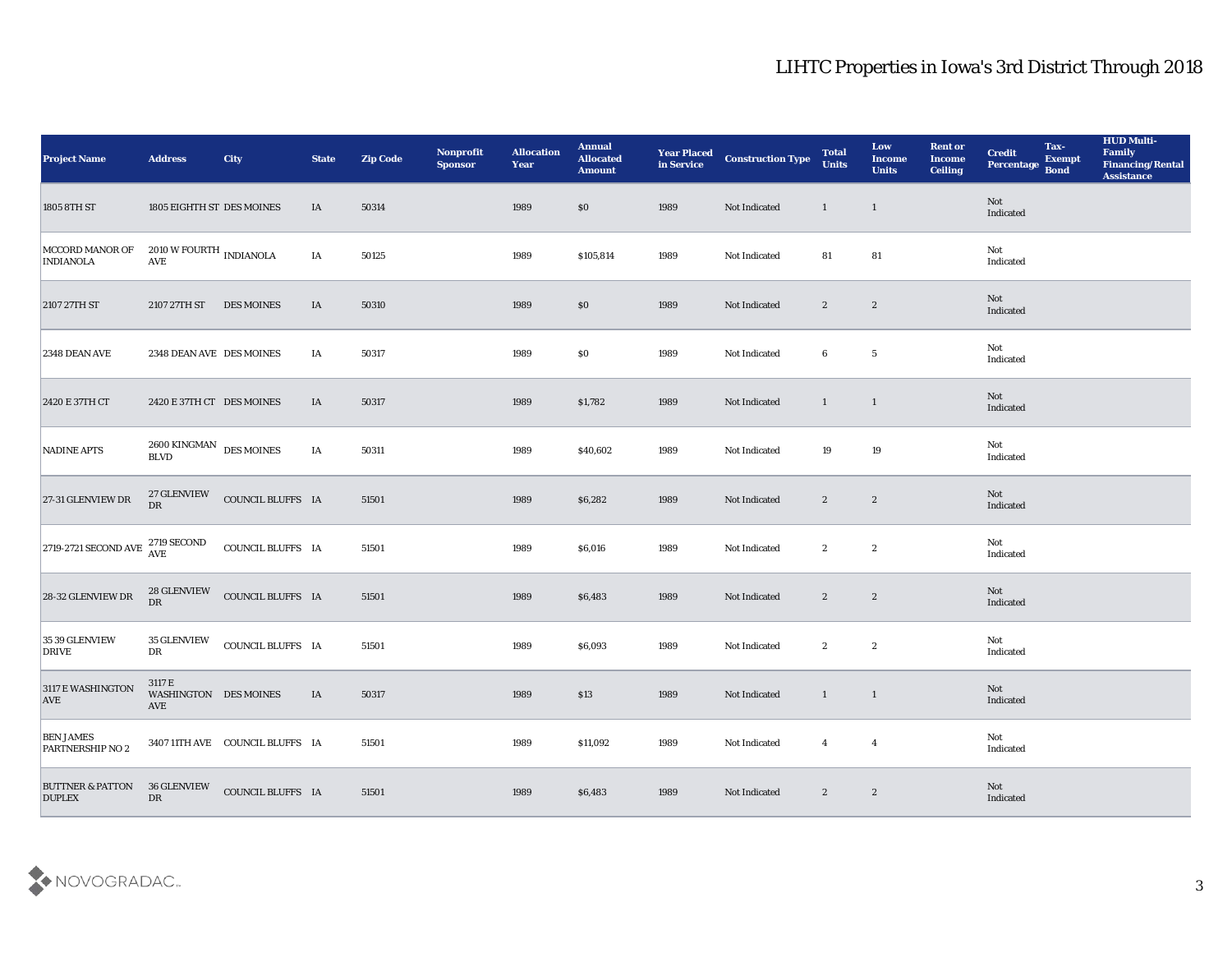# LIHTC Properties in Iowa's 3rd District Through 2018

| Project Name | Address | City | State | Zip Code | Nonprofit Sponsor | Allocation Year | Annual Allocated Amount | Year Placed in Service | Construction Type | Total Units | Low Income Units | Rent or Income Ceiling | Credit Percentage | Tax-Exempt Bond | HUD Multi-Family Financing/Rental Assistance |
|---|---|---|---|---|---|---|---|---|---|---|---|---|---|---|---|
| 1805 8TH ST | 1805 EIGHTH ST | DES MOINES | IA | 50314 | | 1989 | $0 | 1989 | Not Indicated | 1 | 1 | | Not Indicated | | |
| MCCORD MANOR OF INDIANOLA | 2010 W FOURTH AVE | INDIANOLA | IA | 50125 | | 1989 | $105,814 | 1989 | Not Indicated | 81 | 81 | | Not Indicated | | |
| 2107 27TH ST | 2107 27TH ST | DES MOINES | IA | 50310 | | 1989 | $0 | 1989 | Not Indicated | 2 | 2 | | Not Indicated | | |
| 2348 DEAN AVE | 2348 DEAN AVE | DES MOINES | IA | 50317 | | 1989 | $0 | 1989 | Not Indicated | 6 | 5 | | Not Indicated | | |
| 2420 E 37TH CT | 2420 E 37TH CT | DES MOINES | IA | 50317 | | 1989 | $1,782 | 1989 | Not Indicated | 1 | 1 | | Not Indicated | | |
| NADINE APTS | 2600 KINGMAN BLVD | DES MOINES | IA | 50311 | | 1989 | $40,602 | 1989 | Not Indicated | 19 | 19 | | Not Indicated | | |
| 27-31 GLENVIEW DR | 27 GLENVIEW DR | COUNCIL BLUFFS | IA | 51501 | | 1989 | $6,282 | 1989 | Not Indicated | 2 | 2 | | Not Indicated | | |
| 2719-2721 SECOND AVE | 2719 SECOND AVE | COUNCIL BLUFFS | IA | 51501 | | 1989 | $6,016 | 1989 | Not Indicated | 2 | 2 | | Not Indicated | | |
| 28-32 GLENVIEW DR | 28 GLENVIEW DR | COUNCIL BLUFFS | IA | 51501 | | 1989 | $6,483 | 1989 | Not Indicated | 2 | 2 | | Not Indicated | | |
| 35 39 GLENVIEW DRIVE | 35 GLENVIEW DR | COUNCIL BLUFFS | IA | 51501 | | 1989 | $6,093 | 1989 | Not Indicated | 2 | 2 | | Not Indicated | | |
| 3117 E WASHINGTON AVE | 3117 E WASHINGTON AVE | DES MOINES | IA | 50317 | | 1989 | $13 | 1989 | Not Indicated | 1 | 1 | | Not Indicated | | |
| BEN JAMES PARTNERSHIP NO 2 | 3407 11TH AVE | COUNCIL BLUFFS | IA | 51501 | | 1989 | $11,092 | 1989 | Not Indicated | 4 | 4 | | Not Indicated | | |
| BUTTNER & PATTON DUPLEX | 36 GLENVIEW DR | COUNCIL BLUFFS | IA | 51501 | | 1989 | $6,483 | 1989 | Not Indicated | 2 | 2 | | Not Indicated | | |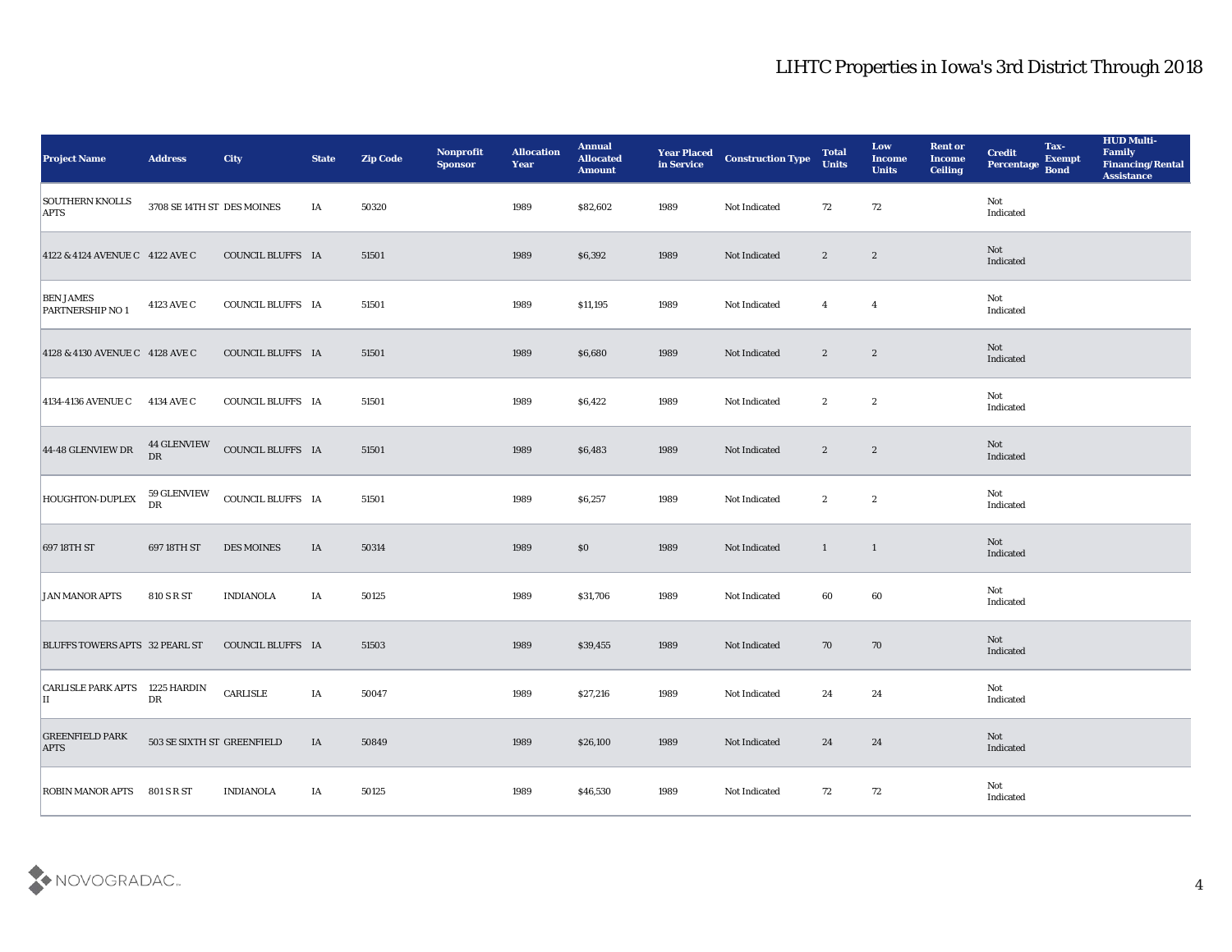## LIHTC Properties in Iowa's 3rd District Through 2018

| Project Name | Address | City | State | Zip Code | Nonprofit Sponsor | Allocation Year | Annual Allocated Amount | Year Placed in Service | Construction Type | Total Units | Low Income Units | Rent or Income Ceiling | Credit Percentage | Tax-Exempt Bond | HUD Multi-Family Financing/Rental Assistance |
|---|---|---|---|---|---|---|---|---|---|---|---|---|---|---|---|
| SOUTHERN KNOLLS APTS | 3708 SE 14TH ST | DES MOINES | IA | 50320 | | 1989 | $82,602 | 1989 | Not Indicated | 72 | 72 | | Not Indicated | | |
| 4122 & 4124 AVENUE C | 4122 AVE C | COUNCIL BLUFFS | IA | 51501 | | 1989 | $6,392 | 1989 | Not Indicated | 2 | 2 | | Not Indicated | | |
| BEN JAMES PARTNERSHIP NO 1 | 4123 AVE C | COUNCIL BLUFFS | IA | 51501 | | 1989 | $11,195 | 1989 | Not Indicated | 4 | 4 | | Not Indicated | | |
| 4128 & 4130 AVENUE C | 4128 AVE C | COUNCIL BLUFFS | IA | 51501 | | 1989 | $6,680 | 1989 | Not Indicated | 2 | 2 | | Not Indicated | | |
| 4134-4136 AVENUE C | 4134 AVE C | COUNCIL BLUFFS | IA | 51501 | | 1989 | $6,422 | 1989 | Not Indicated | 2 | 2 | | Not Indicated | | |
| 44-48 GLENVIEW DR | 44 GLENVIEW DR | COUNCIL BLUFFS | IA | 51501 | | 1989 | $6,483 | 1989 | Not Indicated | 2 | 2 | | Not Indicated | | |
| HOUGHTON-DUPLEX | 59 GLENVIEW DR | COUNCIL BLUFFS | IA | 51501 | | 1989 | $6,257 | 1989 | Not Indicated | 2 | 2 | | Not Indicated | | |
| 697 18TH ST | 697 18TH ST | DES MOINES | IA | 50314 | | 1989 | $0 | 1989 | Not Indicated | 1 | 1 | | Not Indicated | | |
| JAN MANOR APTS | 810 S R ST | INDIANOLA | IA | 50125 | | 1989 | $31,706 | 1989 | Not Indicated | 60 | 60 | | Not Indicated | | |
| BLUFFS TOWERS APTS | 32 PEARL ST | COUNCIL BLUFFS | IA | 51503 | | 1989 | $39,455 | 1989 | Not Indicated | 70 | 70 | | Not Indicated | | |
| CARLISLE PARK APTS II | 1225 HARDIN DR | CARLISLE | IA | 50047 | | 1989 | $27,216 | 1989 | Not Indicated | 24 | 24 | | Not Indicated | | |
| GREENFIELD PARK APTS | 503 SE SIXTH ST | GREENFIELD | IA | 50849 | | 1989 | $26,100 | 1989 | Not Indicated | 24 | 24 | | Not Indicated | | |
| ROBIN MANOR APTS | 801 S R ST | INDIANOLA | IA | 50125 | | 1989 | $46,530 | 1989 | Not Indicated | 72 | 72 | | Not Indicated | | |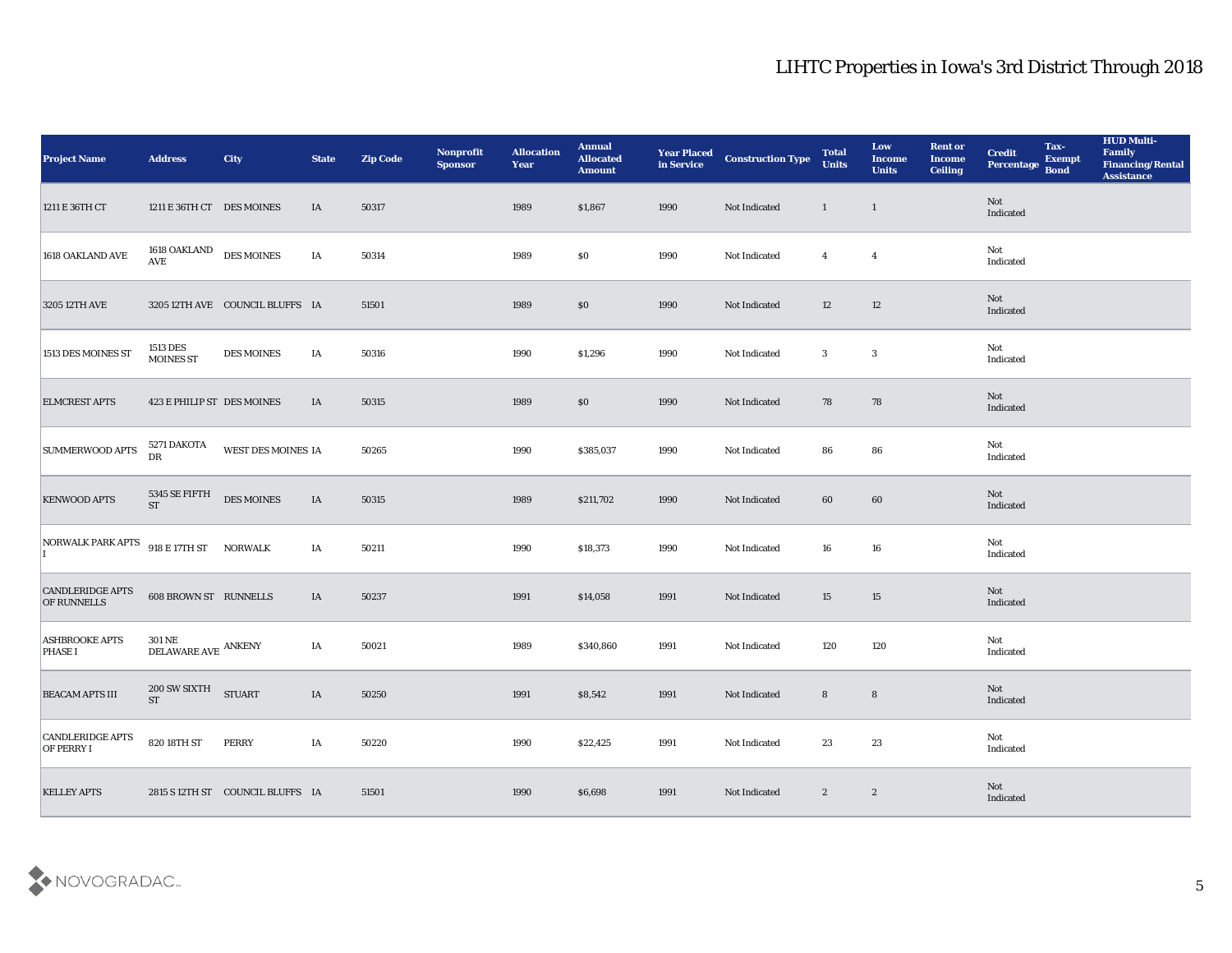# LIHTC Properties in Iowa's 3rd District Through 2018

| Project Name | Address | City | State | Zip Code | Nonprofit Sponsor | Allocation Year | Annual Allocated Amount | Year Placed in Service | Construction Type | Total Units | Low Income Units | Rent or Income Ceiling | Credit Percentage | Tax-Exempt Bond | HUD Multi-Family Financing/Rental Assistance |
|---|---|---|---|---|---|---|---|---|---|---|---|---|---|---|---|
| 1211 E 36TH CT | 1211 E 36TH CT | DES MOINES | IA | 50317 | | 1989 | $1,867 | 1990 | Not Indicated | 1 | 1 | | Not Indicated | | |
| 1618 OAKLAND AVE | 1618 OAKLAND AVE | DES MOINES | IA | 50314 | | 1989 | $0 | 1990 | Not Indicated | 4 | 4 | | Not Indicated | | |
| 3205 12TH AVE | 3205 12TH AVE | COUNCIL BLUFFS | IA | 51501 | | 1989 | $0 | 1990 | Not Indicated | 12 | 12 | | Not Indicated | | |
| 1513 DES MOINES ST | 1513 DES MOINES ST | DES MOINES | IA | 50316 | | 1990 | $1,296 | 1990 | Not Indicated | 3 | 3 | | Not Indicated | | |
| ELMCREST APTS | 423 E PHILIP ST | DES MOINES | IA | 50315 | | 1989 | $0 | 1990 | Not Indicated | 78 | 78 | | Not Indicated | | |
| SUMMERWOOD APTS | 5271 DAKOTA DR | WEST DES MOINES | IA | 50265 | | 1990 | $385,037 | 1990 | Not Indicated | 86 | 86 | | Not Indicated | | |
| KENWOOD APTS | 5345 SE FIFTH ST | DES MOINES | IA | 50315 | | 1989 | $211,702 | 1990 | Not Indicated | 60 | 60 | | Not Indicated | | |
| NORWALK PARK APTS I | 918 E 17TH ST | NORWALK | IA | 50211 | | 1990 | $18,373 | 1990 | Not Indicated | 16 | 16 | | Not Indicated | | |
| CANDLERIDGE APTS OF RUNNELLS | 608 BROWN ST | RUNNELLS | IA | 50237 | | 1991 | $14,058 | 1991 | Not Indicated | 15 | 15 | | Not Indicated | | |
| ASHBROOKE APTS PHASE I | 301 NE DELAWARE AVE | ANKENY | IA | 50021 | | 1989 | $340,860 | 1991 | Not Indicated | 120 | 120 | | Not Indicated | | |
| BEACAM APTS III | 200 SW SIXTH ST | STUART | IA | 50250 | | 1991 | $8,542 | 1991 | Not Indicated | 8 | 8 | | Not Indicated | | |
| CANDLERIDGE APTS OF PERRY I | 820 18TH ST | PERRY | IA | 50220 | | 1990 | $22,425 | 1991 | Not Indicated | 23 | 23 | | Not Indicated | | |
| KELLEY APTS | 2815 S 12TH ST | COUNCIL BLUFFS | IA | 51501 | | 1990 | $6,698 | 1991 | Not Indicated | 2 | 2 | | Not Indicated | | |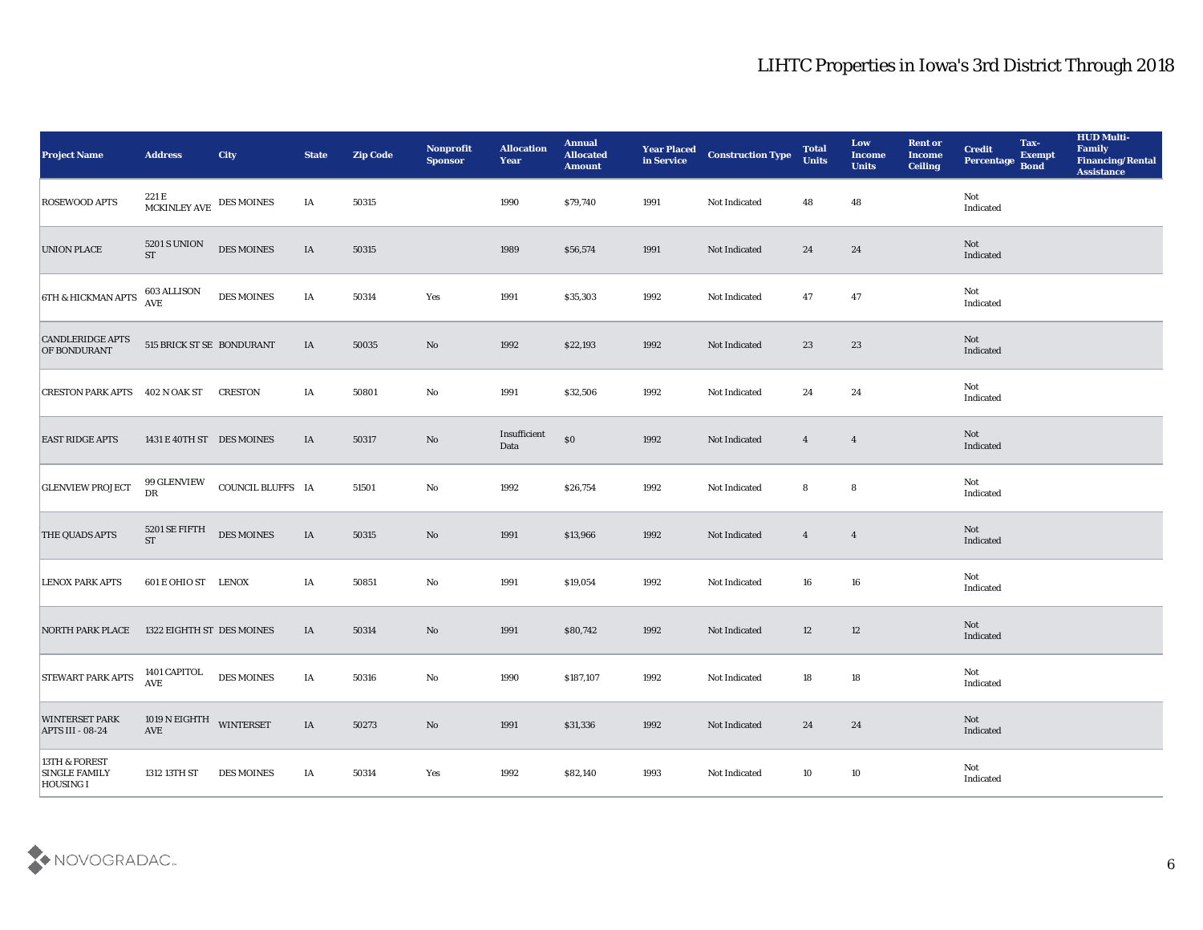| Project Name | Address | City | State | Zip Code | Nonprofit Sponsor | Allocation Year | Annual Allocated Amount | Year Placed in Service | Construction Type | Total Units | Low Income Units | Rent or Income Ceiling | Credit Percentage | Tax-Exempt Bond | HUD Multi-Family Financing/Rental Assistance |
|---|---|---|---|---|---|---|---|---|---|---|---|---|---|---|---|
| ROSEWOOD APTS | 221 E MCKINLEY AVE | DES MOINES | IA | 50315 | | 1990 | $79,740 | 1991 | Not Indicated | 48 | 48 | | Not Indicated | | |
| UNION PLACE | 5201 S UNION ST | DES MOINES | IA | 50315 | | 1989 | $56,574 | 1991 | Not Indicated | 24 | 24 | | Not Indicated | | |
| 6TH & HICKMAN APTS | 603 ALLISON AVE | DES MOINES | IA | 50314 | Yes | 1991 | $35,303 | 1992 | Not Indicated | 47 | 47 | | Not Indicated | | |
| CANDLERIDGE APTS OF BONDURANT | 515 BRICK ST SE | BONDURANT | IA | 50035 | No | 1992 | $22,193 | 1992 | Not Indicated | 23 | 23 | | Not Indicated | | |
| CRESTON PARK APTS | 402 N OAK ST | CRESTON | IA | 50801 | No | 1991 | $32,506 | 1992 | Not Indicated | 24 | 24 | | Not Indicated | | |
| EAST RIDGE APTS | 1431 E 40TH ST | DES MOINES | IA | 50317 | No | Insufficient Data | $0 | 1992 | Not Indicated | 4 | 4 | | Not Indicated | | |
| GLENVIEW PROJECT | 99 GLENVIEW DR | COUNCIL BLUFFS | IA | 51501 | No | 1992 | $26,754 | 1992 | Not Indicated | 8 | 8 | | Not Indicated | | |
| THE QUADS APTS | 5201 SE FIFTH ST | DES MOINES | IA | 50315 | No | 1991 | $13,966 | 1992 | Not Indicated | 4 | 4 | | Not Indicated | | |
| LENOX PARK APTS | 601 E OHIO ST | LENOX | IA | 50851 | No | 1991 | $19,054 | 1992 | Not Indicated | 16 | 16 | | Not Indicated | | |
| NORTH PARK PLACE | 1322 EIGHTH ST | DES MOINES | IA | 50314 | No | 1991 | $80,742 | 1992 | Not Indicated | 12 | 12 | | Not Indicated | | |
| STEWART PARK APTS | 1401 CAPITOL AVE | DES MOINES | IA | 50316 | No | 1990 | $187,107 | 1992 | Not Indicated | 18 | 18 | | Not Indicated | | |
| WINTERSET PARK APTS III - 08-24 | 1019 N EIGHTH AVE | WINTERSET | IA | 50273 | No | 1991 | $31,336 | 1992 | Not Indicated | 24 | 24 | | Not Indicated | | |
| 13TH & FOREST SINGLE FAMILY HOUSING I | 1312 13TH ST | DES MOINES | IA | 50314 | Yes | 1992 | $82,140 | 1993 | Not Indicated | 10 | 10 | | Not Indicated | | |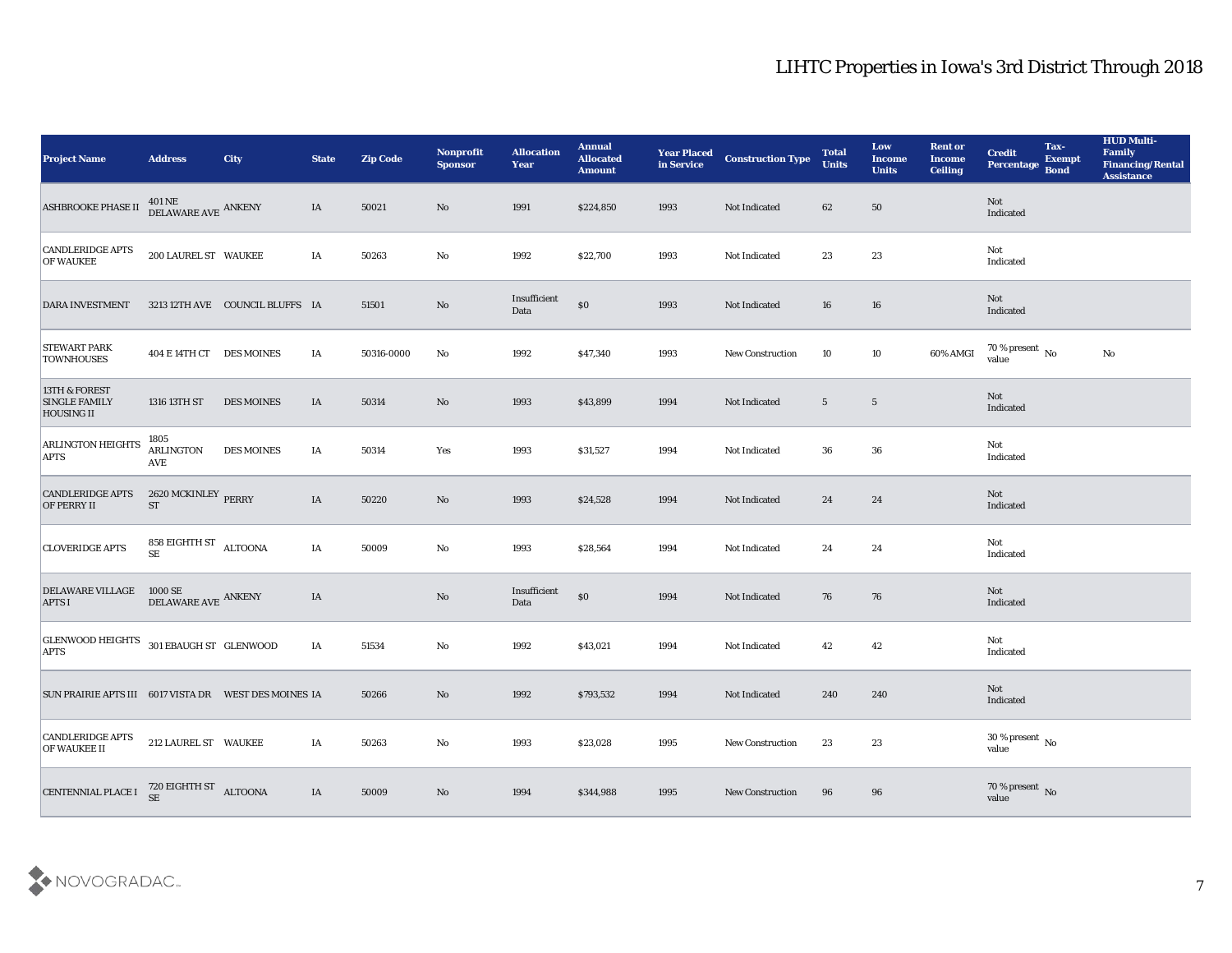# LIHTC Properties in Iowa's 3rd District Through 2018

| Project Name | Address | City | State | Zip Code | Nonprofit Sponsor | Allocation Year | Annual Allocated Amount | Year Placed in Service | Construction Type | Total Units | Low Income Units | Rent or Income Ceiling | Credit Percentage | Tax-Exempt Bond | HUD Multi-Family Financing/Rental Assistance |
|---|---|---|---|---|---|---|---|---|---|---|---|---|---|---|---|
| ASHBROOKE PHASE II | 401 NE DELAWARE AVE | ANKENY | IA | 50021 | No | 1991 | $224,850 | 1993 | Not Indicated | 62 | 50 | | Not Indicated | | |
| CANDLERIDGE APTS OF WAUKEE | 200 LAUREL ST | WAUKEE | IA | 50263 | No | 1992 | $22,700 | 1993 | Not Indicated | 23 | 23 | | Not Indicated | | |
| DARA INVESTMENT | 3213 12TH AVE | COUNCIL BLUFFS | IA | 51501 | No | Insufficient Data | $0 | 1993 | Not Indicated | 16 | 16 | | Not Indicated | | |
| STEWART PARK TOWNHOUSES | 404 E 14TH CT | DES MOINES | IA | 50316-0000 | No | 1992 | $47,340 | 1993 | New Construction | 10 | 10 | 60% AMGI | 70 % present value | No | No |
| 13TH & FOREST SINGLE FAMILY HOUSING II | 1316 13TH ST | DES MOINES | IA | 50314 | No | 1993 | $43,899 | 1994 | Not Indicated | 5 | 5 | | Not Indicated | | |
| ARLINGTON HEIGHTS APTS | 1805 ARLINGTON AVE | DES MOINES | IA | 50314 | Yes | 1993 | $31,527 | 1994 | Not Indicated | 36 | 36 | | Not Indicated | | |
| CANDLERIDGE APTS OF PERRY II | 2620 MCKINLEY ST | PERRY | IA | 50220 | No | 1993 | $24,528 | 1994 | Not Indicated | 24 | 24 | | Not Indicated | | |
| CLOVERIDGE APTS | 858 EIGHTH ST SE | ALTOONA | IA | 50009 | No | 1993 | $28,564 | 1994 | Not Indicated | 24 | 24 | | Not Indicated | | |
| DELAWARE VILLAGE APTS I | 1000 SE DELAWARE AVE | ANKENY | IA | | No | Insufficient Data | $0 | 1994 | Not Indicated | 76 | 76 | | Not Indicated | | |
| GLENWOOD HEIGHTS APTS | 301 EBAUGH ST | GLENWOOD | IA | 51534 | No | 1992 | $43,021 | 1994 | Not Indicated | 42 | 42 | | Not Indicated | | |
| SUN PRAIRIE APTS III | 6017 VISTA DR | WEST DES MOINES | IA | 50266 | No | 1992 | $793,532 | 1994 | Not Indicated | 240 | 240 | | Not Indicated | | |
| CANDLERIDGE APTS OF WAUKEE II | 212 LAUREL ST | WAUKEE | IA | 50263 | No | 1993 | $23,028 | 1995 | New Construction | 23 | 23 | | 30 % present value | No | |
| CENTENNIAL PLACE I | 720 EIGHTH ST SE | ALTOONA | IA | 50009 | No | 1994 | $344,988 | 1995 | New Construction | 96 | 96 | | 70 % present value | No | |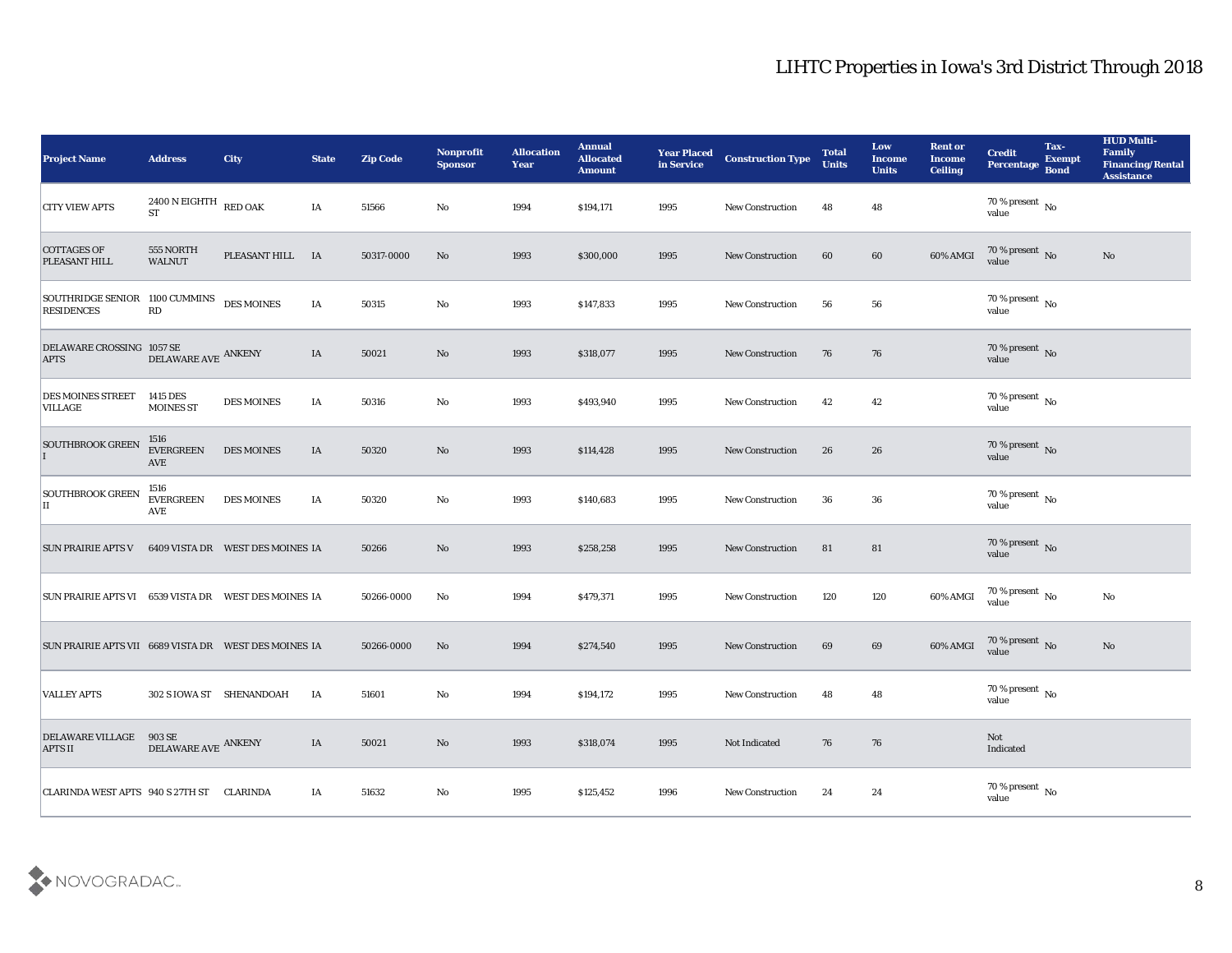# LIHTC Properties in Iowa's 3rd District Through 2018

| Project Name | Address | City | State | Zip Code | Nonprofit Sponsor | Allocation Year | Annual Allocated Amount | Year Placed in Service | Construction Type | Total Units | Low Income Units | Rent or Income Ceiling | Credit Percentage | Tax-Exempt Bond | HUD Multi-Family Financing/Rental Assistance |
|---|---|---|---|---|---|---|---|---|---|---|---|---|---|---|---|
| CITY VIEW APTS | 2400 N EIGHTH ST | RED OAK | IA | 51566 | No | 1994 | $194,171 | 1995 | New Construction | 48 | 48 | | 70 % present value | No | |
| COTTAGES OF PLEASANT HILL | 555 NORTH WALNUT | PLEASANT HILL | IA | 50317-0000 | No | 1993 | $300,000 | 1995 | New Construction | 60 | 60 | 60% AMGI | 70 % present value | No | No |
| SOUTHRIDGE SENIOR RESIDENCES | 1100 CUMMINS RD | DES MOINES | IA | 50315 | No | 1993 | $147,833 | 1995 | New Construction | 56 | 56 | | 70 % present value | No | |
| DELAWARE CROSSING APTS | 1057 SE DELAWARE AVE | ANKENY | IA | 50021 | No | 1993 | $318,077 | 1995 | New Construction | 76 | 76 | | 70 % present value | No | |
| DES MOINES STREET VILLAGE | 1415 DES MOINES ST | DES MOINES | IA | 50316 | No | 1993 | $493,940 | 1995 | New Construction | 42 | 42 | | 70 % present value | No | |
| SOUTHBROOK GREEN I | 1516 EVERGREEN AVE | DES MOINES | IA | 50320 | No | 1993 | $114,428 | 1995 | New Construction | 26 | 26 | | 70 % present value | No | |
| SOUTHBROOK GREEN II | 1516 EVERGREEN AVE | DES MOINES | IA | 50320 | No | 1993 | $140,683 | 1995 | New Construction | 36 | 36 | | 70 % present value | No | |
| SUN PRAIRIE APTS V | 6409 VISTA DR | WEST DES MOINES | IA | 50266 | No | 1993 | $258,258 | 1995 | New Construction | 81 | 81 | | 70 % present value | No | |
| SUN PRAIRIE APTS VI | 6539 VISTA DR | WEST DES MOINES | IA | 50266-0000 | No | 1994 | $479,371 | 1995 | New Construction | 120 | 120 | 60% AMGI | 70 % present value | No | No |
| SUN PRAIRIE APTS VII | 6689 VISTA DR | WEST DES MOINES | IA | 50266-0000 | No | 1994 | $274,540 | 1995 | New Construction | 69 | 69 | 60% AMGI | 70 % present value | No | No |
| VALLEY APTS | 302 S IOWA ST | SHENANDOAH | IA | 51601 | No | 1994 | $194,172 | 1995 | New Construction | 48 | 48 | | 70 % present value | No | |
| DELAWARE VILLAGE APTS II | 903 SE DELAWARE AVE | ANKENY | IA | 50021 | No | 1993 | $318,074 | 1995 | Not Indicated | 76 | 76 | | Not Indicated | | |
| CLARINDA WEST APTS | 940 S 27TH ST | CLARINDA | IA | 51632 | No | 1995 | $125,452 | 1996 | New Construction | 24 | 24 | | 70 % present value | No | |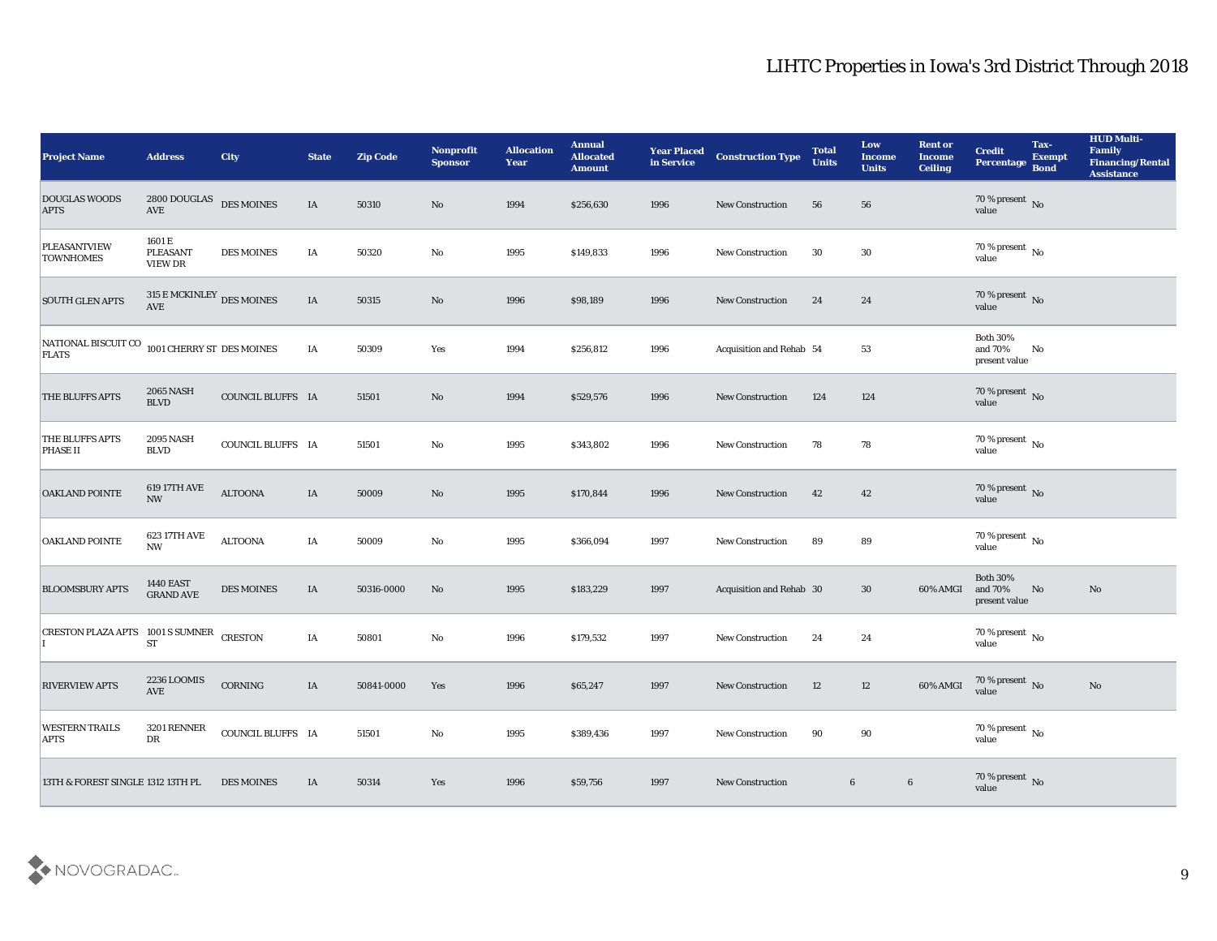# LIHTC Properties in Iowa's 3rd District Through 2018

| Project Name | Address | City | State | Zip Code | Nonprofit Sponsor | Allocation Year | Annual Allocated Amount | Year Placed in Service | Construction Type | Total Units | Low Income Units | Rent or Income Ceiling | Credit Percentage | Tax-Exempt Bond | HUD Multi-Family Financing/Rental Assistance |
|---|---|---|---|---|---|---|---|---|---|---|---|---|---|---|---|
| DOUGLAS WOODS APTS | 2800 DOUGLAS AVE | DES MOINES | IA | 50310 | No | 1994 | $256,630 | 1996 | New Construction | 56 | 56 | | 70 % present value | No | |
| PLEASANTVIEW TOWNHOMES | 1601 E PLEASANT VIEW DR | DES MOINES | IA | 50320 | No | 1995 | $149,833 | 1996 | New Construction | 30 | 30 | | 70 % present value | No | |
| SOUTH GLEN APTS | 315 E MCKINLEY AVE | DES MOINES | IA | 50315 | No | 1996 | $98,189 | 1996 | New Construction | 24 | 24 | | 70 % present value | No | |
| NATIONAL BISCUIT CO FLATS | 1001 CHERRY ST | DES MOINES | IA | 50309 | Yes | 1994 | $256,812 | 1996 | Acquisition and Rehab | 54 | 53 | | Both 30% and 70% present value | No | |
| THE BLUFFS APTS | 2065 NASH BLVD | COUNCIL BLUFFS | IA | 51501 | No | 1994 | $529,576 | 1996 | New Construction | 124 | 124 | | 70 % present value | No | |
| THE BLUFFS APTS PHASE II | 2095 NASH BLVD | COUNCIL BLUFFS | IA | 51501 | No | 1995 | $343,802 | 1996 | New Construction | 78 | 78 | | 70 % present value | No | |
| OAKLAND POINTE | 619 17TH AVE NW | ALTOONA | IA | 50009 | No | 1995 | $170,844 | 1996 | New Construction | 42 | 42 | | 70 % present value | No | |
| OAKLAND POINTE | 623 17TH AVE NW | ALTOONA | IA | 50009 | No | 1995 | $366,094 | 1997 | New Construction | 89 | 89 | | 70 % present value | No | |
| BLOOMSBURY APTS | 1440 EAST GRAND AVE | DES MOINES | IA | 50316-0000 | No | 1995 | $183,229 | 1997 | Acquisition and Rehab | 30 | 30 | 60% AMGI | Both 30% and 70% present value | No | No |
| CRESTON PLAZA APTS I | 1001 S SUMNER ST | CRESTON | IA | 50801 | No | 1996 | $179,532 | 1997 | New Construction | 24 | 24 | | 70 % present value | No | |
| RIVERVIEW APTS | 2236 LOOMIS AVE | CORNING | IA | 50841-0000 | Yes | 1996 | $65,247 | 1997 | New Construction | 12 | 12 | 60% AMGI | 70 % present value | No | No |
| WESTERN TRAILS APTS | 3201 RENNER DR | COUNCIL BLUFFS | IA | 51501 | No | 1995 | $389,436 | 1997 | New Construction | 90 | 90 | | 70 % present value | No | |
| 13TH & FOREST SINGLE | 1312 13TH PL | DES MOINES | IA | 50314 | Yes | 1996 | $59,756 | 1997 | New Construction | 6 | 6 | | 70 % present value | No | |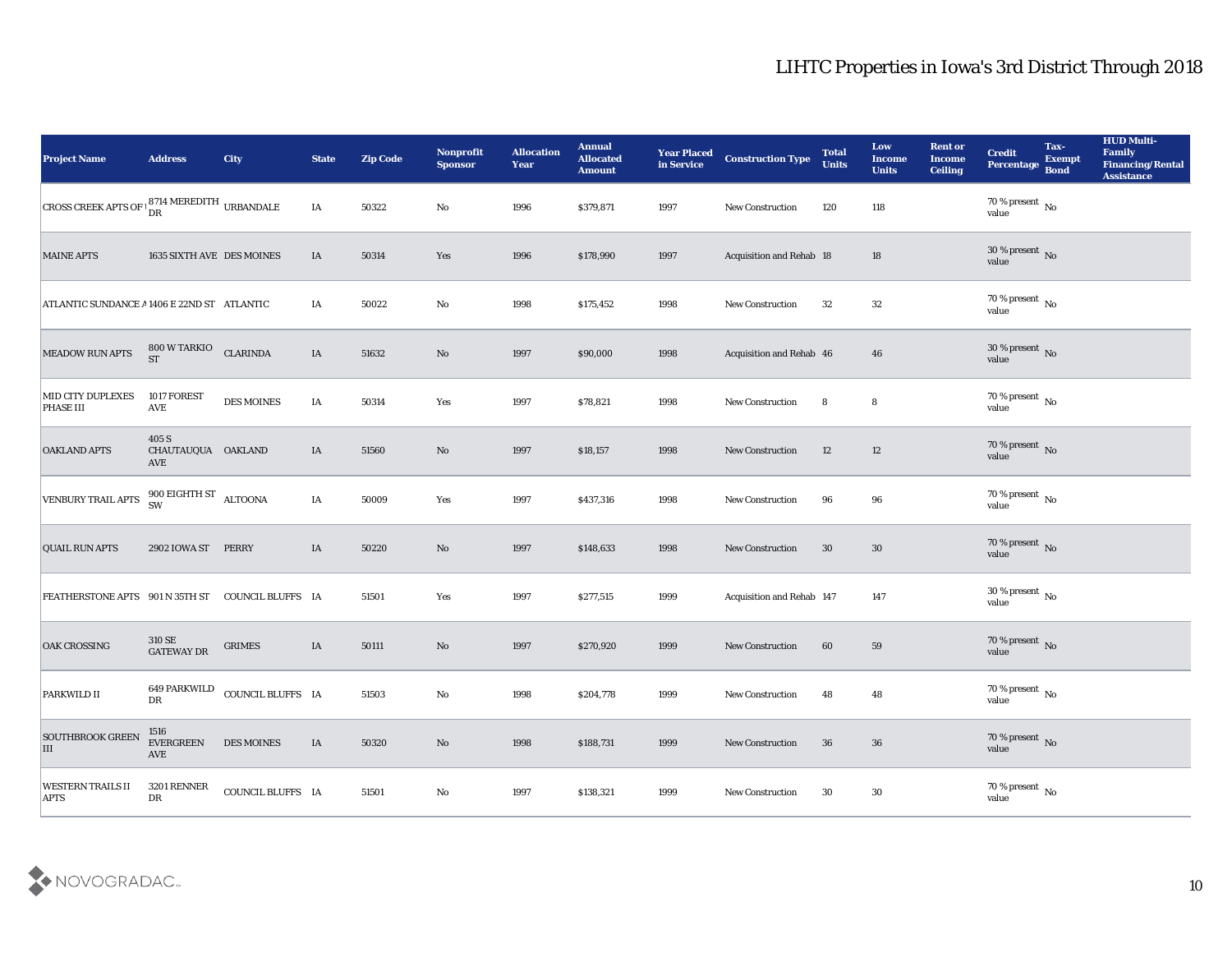# LIHTC Properties in Iowa's 3rd District Through 2018

| Project Name | Address | City | State | Zip Code | Nonprofit Sponsor | Allocation Year | Annual Allocated Amount | Year Placed in Service | Construction Type | Total Units | Low Income Units | Rent or Income Ceiling | Credit Percentage | Tax-Exempt Bond | HUD Multi-Family Financing/Rental Assistance |
|---|---|---|---|---|---|---|---|---|---|---|---|---|---|---|---|
| CROSS CREEK APTS OF U | 8714 MEREDITH DR | URBANDALE | IA | 50322 | No | 1996 | $379,871 | 1997 | New Construction | 120 | 118 | | 70 % present value | No | |
| MAINE APTS | 1635 SIXTH AVE | DES MOINES | IA | 50314 | Yes | 1996 | $178,990 | 1997 | Acquisition and Rehab | 18 | 18 | | 30 % present value | No | |
| ATLANTIC SUNDANCE A | 1406 E 22ND ST | ATLANTIC | IA | 50022 | No | 1998 | $175,452 | 1998 | New Construction | 32 | 32 | | 70 % present value | No | |
| MEADOW RUN APTS | 800 W TARKIO ST | CLARINDA | IA | 51632 | No | 1997 | $90,000 | 1998 | Acquisition and Rehab | 46 | 46 | | 30 % present value | No | |
| MID CITY DUPLEXES PHASE III | 1017 FOREST AVE | DES MOINES | IA | 50314 | Yes | 1997 | $78,821 | 1998 | New Construction | 8 | 8 | | 70 % present value | No | |
| OAKLAND APTS | 405 S CHAUTAUQUA AVE | OAKLAND | IA | 51560 | No | 1997 | $18,157 | 1998 | New Construction | 12 | 12 | | 70 % present value | No | |
| VENBURY TRAIL APTS | 900 EIGHTH ST SW | ALTOONA | IA | 50009 | Yes | 1997 | $437,316 | 1998 | New Construction | 96 | 96 | | 70 % present value | No | |
| QUAIL RUN APTS | 2902 IOWA ST | PERRY | IA | 50220 | No | 1997 | $148,633 | 1998 | New Construction | 30 | 30 | | 70 % present value | No | |
| FEATHERSTONE APTS | 901 N 35TH ST | COUNCIL BLUFFS | IA | 51501 | Yes | 1997 | $277,515 | 1999 | Acquisition and Rehab | 147 | 147 | | 30 % present value | No | |
| OAK CROSSING | 310 SE GATEWAY DR | GRIMES | IA | 50111 | No | 1997 | $270,920 | 1999 | New Construction | 60 | 59 | | 70 % present value | No | |
| PARKWILD II | 649 PARKWILD DR | COUNCIL BLUFFS | IA | 51503 | No | 1998 | $204,778 | 1999 | New Construction | 48 | 48 | | 70 % present value | No | |
| SOUTHBROOK GREEN III | 1516 EVERGREEN AVE | DES MOINES | IA | 50320 | No | 1998 | $188,731 | 1999 | New Construction | 36 | 36 | | 70 % present value | No | |
| WESTERN TRAILS II APTS | 3201 RENNER DR | COUNCIL BLUFFS | IA | 51501 | No | 1997 | $138,321 | 1999 | New Construction | 30 | 30 | | 70 % present value | No | |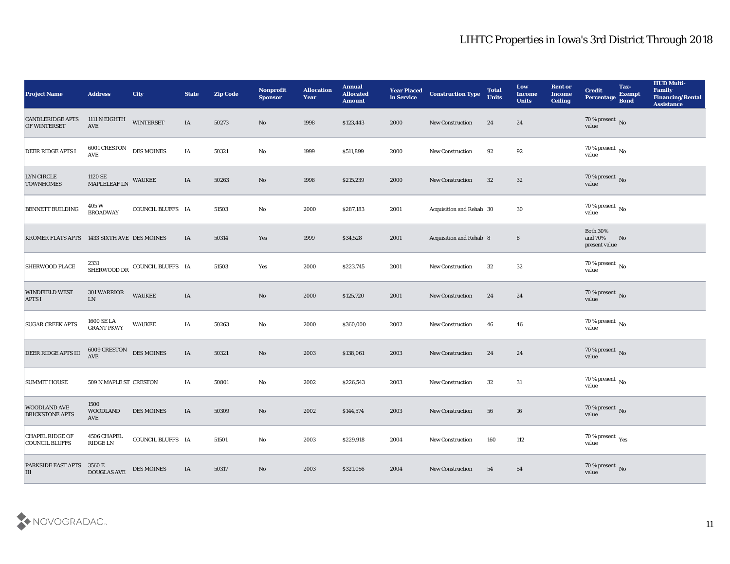# LIHTC Properties in Iowa's 3rd District Through 2018

| Project Name | Address | City | State | Zip Code | Nonprofit Sponsor | Allocation Year | Annual Allocated Amount | Year Placed in Service | Construction Type | Total Units | Low Income Units | Rent or Income Ceiling | Credit Percentage | Tax-Exempt Bond | HUD Multi-Family Financing/Rental Assistance |
|---|---|---|---|---|---|---|---|---|---|---|---|---|---|---|---|
| CANDLERIDGE APTS OF WINTERSET | 1111 N EIGHTH AVE | WINTERSET | IA | 50273 | No | 1998 | $123,443 | 2000 | New Construction | 24 | 24 | | 70 % present value | No | |
| DEER RIDGE APTS I | 6001 CRESTON AVE | DES MOINES | IA | 50321 | No | 1999 | $511,899 | 2000 | New Construction | 92 | 92 | | 70 % present value | No | |
| LYN CIRCLE TOWNHOMES | 1120 SE MAPLELEAF LN | WAUKEE | IA | 50263 | No | 1998 | $215,239 | 2000 | New Construction | 32 | 32 | | 70 % present value | No | |
| BENNETT BUILDING | 405 W BROADWAY | COUNCIL BLUFFS | IA | 51503 | No | 2000 | $287,183 | 2001 | Acquisition and Rehab | 30 | 30 | | 70 % present value | No | |
| KROMER FLATS APTS | 1433 SIXTH AVE | DES MOINES | IA | 50314 | Yes | 1999 | $34,528 | 2001 | Acquisition and Rehab | 8 | 8 | | Both 30% and 70% present value | No | |
| SHERWOOD PLACE | 2331 SHERWOOD DR | COUNCIL BLUFFS | IA | 51503 | Yes | 2000 | $223,745 | 2001 | New Construction | 32 | 32 | | 70 % present value | No | |
| WINDFIELD WEST APTS I | 301 WARRIOR LN | WAUKEE | IA | | No | 2000 | $125,720 | 2001 | New Construction | 24 | 24 | | 70 % present value | No | |
| SUGAR CREEK APTS | 1600 SE LA GRANT PKWY | WAUKEE | IA | 50263 | No | 2000 | $360,000 | 2002 | New Construction | 46 | 46 | | 70 % present value | No | |
| DEER RIDGE APTS III | 6009 CRESTON AVE | DES MOINES | IA | 50321 | No | 2003 | $138,061 | 2003 | New Construction | 24 | 24 | | 70 % present value | No | |
| SUMMIT HOUSE | 509 N MAPLE ST | CRESTON | IA | 50801 | No | 2002 | $226,543 | 2003 | New Construction | 32 | 31 | | 70 % present value | No | |
| WOODLAND AVE BRICKSTONE APTS | 1500 WOODLAND AVE | DES MOINES | IA | 50309 | No | 2002 | $144,574 | 2003 | New Construction | 56 | 16 | | 70 % present value | No | |
| CHAPEL RIDGE OF COUNCIL BLUFFS | 4506 CHAPEL RIDGE LN | COUNCIL BLUFFS | IA | 51501 | No | 2003 | $229,918 | 2004 | New Construction | 160 | 112 | | 70 % present value | Yes | |
| PARKSIDE EAST APTS III | 3560 E DOUGLAS AVE | DES MOINES | IA | 50317 | No | 2003 | $321,056 | 2004 | New Construction | 54 | 54 | | 70 % present value | No | |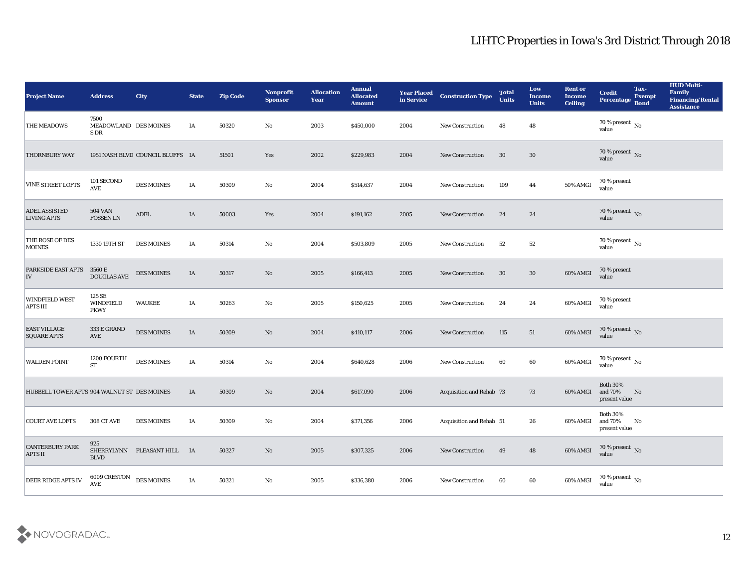# LIHTC Properties in Iowa's 3rd District Through 2018

| Project Name | Address | City | State | Zip Code | Nonprofit Sponsor | Allocation Year | Annual Allocated Amount | Year Placed in Service | Construction Type | Total Units | Low Income Units | Rent or Income Ceiling | Credit Percentage | Tax-Exempt Bond | HUD Multi-Family Financing/Rental Assistance |
|---|---|---|---|---|---|---|---|---|---|---|---|---|---|---|---|
| THE MEADOWS | 7500 MEADOWLANDS DR | DES MOINES | IA | 50320 | No | 2003 | $450,000 | 2004 | New Construction | 48 | 48 | | 70 % present value | No | |
| THORNBURY WAY | 1951 NASH BLVD | COUNCIL BLUFFS | IA | 51501 | Yes | 2002 | $229,983 | 2004 | New Construction | 30 | 30 | | 70 % present value | No | |
| VINE STREET LOFTS | 101 SECOND AVE | DES MOINES | IA | 50309 | No | 2004 | $514,637 | 2004 | New Construction | 109 | 44 | 50% AMGI | 70 % present value | | |
| ADEL ASSISTED LIVING APTS | 504 VAN FOSSEN LN | ADEL | IA | 50003 | Yes | 2004 | $191,162 | 2005 | New Construction | 24 | 24 | | 70 % present value | No | |
| THE ROSE OF DES MOINES | 1330 19TH ST | DES MOINES | IA | 50314 | No | 2004 | $503,809 | 2005 | New Construction | 52 | 52 | | 70 % present value | No | |
| PARKSIDE EAST APTS IV | 3560 E DOUGLAS AVE | DES MOINES | IA | 50317 | No | 2005 | $166,413 | 2005 | New Construction | 30 | 30 | 60% AMGI | 70 % present value | | |
| WINDFIELD WEST APTS III | 125 SE WINDFIELD PKWY | WAUKEE | IA | 50263 | No | 2005 | $150,625 | 2005 | New Construction | 24 | 24 | 60% AMGI | 70 % present value | | |
| EAST VILLAGE SQUARE APTS | 333 E GRAND AVE | DES MOINES | IA | 50309 | No | 2004 | $410,117 | 2006 | New Construction | 115 | 51 | 60% AMGI | 70 % present value | No | |
| WALDEN POINT | 1200 FOURTH ST | DES MOINES | IA | 50314 | No | 2004 | $640,628 | 2006 | New Construction | 60 | 60 | 60% AMGI | 70 % present value | No | |
| HUBBELL TOWER APTS | 904 WALNUT ST | DES MOINES | IA | 50309 | No | 2004 | $617,090 | 2006 | Acquisition and Rehab | 73 | 73 | 60% AMGI | Both 30% and 70% present value | No | |
| COURT AVE LOFTS | 308 CT AVE | DES MOINES | IA | 50309 | No | 2004 | $371,356 | 2006 | Acquisition and Rehab | 51 | 26 | 60% AMGI | Both 30% and 70% present value | No | |
| CANTERBURY PARK APTS II | 925 SHERRYLYNN BLVD | PLEASANT HILL | IA | 50327 | No | 2005 | $307,325 | 2006 | New Construction | 49 | 48 | 60% AMGI | 70 % present value | No | |
| DEER RIDGE APTS IV | 6009 CRESTON AVE | DES MOINES | IA | 50321 | No | 2005 | $336,380 | 2006 | New Construction | 60 | 60 | 60% AMGI | 70 % present value | No | |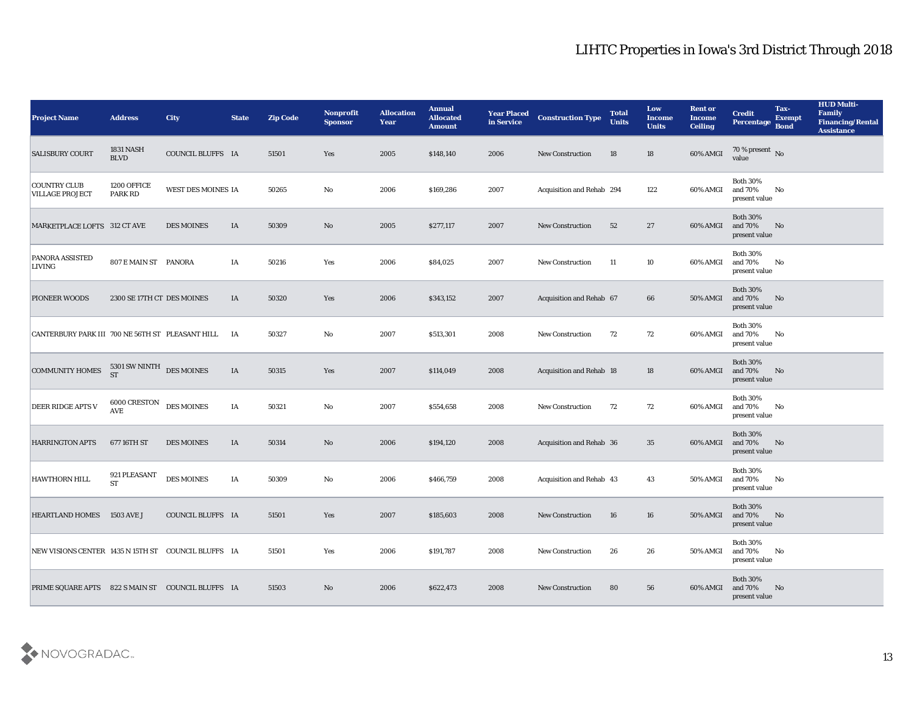# LIHTC Properties in Iowa's 3rd District Through 2018

| Project Name | Address | City | State | Zip Code | Nonprofit Sponsor | Allocation Year | Annual Allocated Amount | Year Placed in Service | Construction Type | Total Units | Low Income Units | Rent or Income Ceiling | Credit Percentage | Tax-Exempt Bond | HUD Multi-Family Financing/Rental Assistance |
|---|---|---|---|---|---|---|---|---|---|---|---|---|---|---|---|
| SALISBURY COURT | 1831 NASH BLVD | COUNCIL BLUFFS | IA | 51501 | Yes | 2005 | $148,140 | 2006 | New Construction | 18 | 18 | 60% AMGI | 70 % present value | No | |
| COUNTRY CLUB VILLAGE PROJECT | 1200 OFFICE PARK RD | WEST DES MOINES | IA | 50265 | No | 2006 | $169,286 | 2007 | Acquisition and Rehab | 294 | 122 | 60% AMGI | Both 30% and 70% present value | No | |
| MARKETPLACE LOFTS | 312 CT AVE | DES MOINES | IA | 50309 | No | 2005 | $277,117 | 2007 | New Construction | 52 | 27 | 60% AMGI | Both 30% and 70% present value | No | |
| PANORA ASSISTED LIVING | 807 E MAIN ST | PANORA | IA | 50216 | Yes | 2006 | $84,025 | 2007 | New Construction | 11 | 10 | 60% AMGI | Both 30% and 70% present value | No | |
| PIONEER WOODS | 2300 SE 17TH CT | DES MOINES | IA | 50320 | Yes | 2006 | $343,152 | 2007 | Acquisition and Rehab | 67 | 66 | 50% AMGI | Both 30% and 70% present value | No | |
| CANTERBURY PARK III | 700 NE 56TH ST | PLEASANT HILL | IA | 50327 | No | 2007 | $513,301 | 2008 | New Construction | 72 | 72 | 60% AMGI | Both 30% and 70% present value | No | |
| COMMUNITY HOMES | 5301 SW NINTH ST | DES MOINES | IA | 50315 | Yes | 2007 | $114,049 | 2008 | Acquisition and Rehab | 18 | 18 | 60% AMGI | Both 30% and 70% present value | No | |
| DEER RIDGE APTS V | 6000 CRESTON AVE | DES MOINES | IA | 50321 | No | 2007 | $554,658 | 2008 | New Construction | 72 | 72 | 60% AMGI | Both 30% and 70% present value | No | |
| HARRINGTON APTS | 677 16TH ST | DES MOINES | IA | 50314 | No | 2006 | $194,120 | 2008 | Acquisition and Rehab | 36 | 35 | 60% AMGI | Both 30% and 70% present value | No | |
| HAWTHORN HILL | 921 PLEASANT ST | DES MOINES | IA | 50309 | No | 2006 | $466,759 | 2008 | Acquisition and Rehab | 43 | 43 | 50% AMGI | Both 30% and 70% present value | No | |
| HEARTLAND HOMES | 1503 AVE J | COUNCIL BLUFFS | IA | 51501 | Yes | 2007 | $185,603 | 2008 | New Construction | 16 | 16 | 50% AMGI | Both 30% and 70% present value | No | |
| NEW VISIONS CENTER | 1435 N 15TH ST | COUNCIL BLUFFS | IA | 51501 | Yes | 2006 | $191,787 | 2008 | New Construction | 26 | 26 | 50% AMGI | Both 30% and 70% present value | No | |
| PRIME SQUARE APTS | 822 S MAIN ST | COUNCIL BLUFFS | IA | 51503 | No | 2006 | $622,473 | 2008 | New Construction | 80 | 56 | 60% AMGI | Both 30% and 70% present value | No | |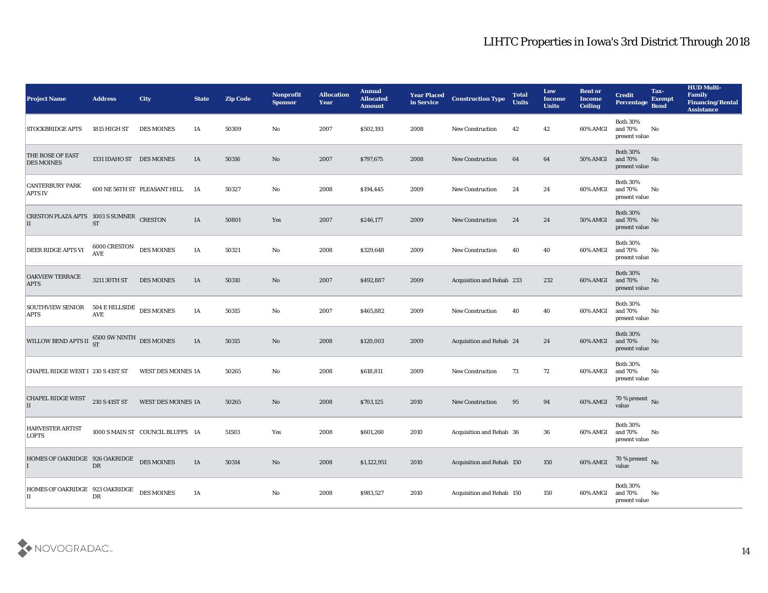# LIHTC Properties in Iowa's 3rd District Through 2018

| Project Name | Address | City | State | Zip Code | Nonprofit Sponsor | Allocation Year | Annual Allocated Amount | Year Placed in Service | Construction Type | Total Units | Low Income Units | Rent or Income Ceiling | Credit Percentage | Tax-Exempt Bond | HUD Multi-Family Financing/Rental Assistance |
|---|---|---|---|---|---|---|---|---|---|---|---|---|---|---|---|
| STOCKBRIDGE APTS | 1815 HIGH ST | DES MOINES | IA | 50309 | No | 2007 | $502,193 | 2008 | New Construction | 42 | 42 | 60% AMGI | Both 30% and 70% present value | No | |
| THE ROSE OF EAST DES MOINES | 1331 IDAHO ST | DES MOINES | IA | 50316 | No | 2007 | $797,675 | 2008 | New Construction | 64 | 64 | 50% AMGI | Both 30% and 70% present value | No | |
| CANTERBURY PARK APTS IV | 600 NE 56TH ST | PLEASANT HILL | IA | 50327 | No | 2008 | $194,445 | 2009 | New Construction | 24 | 24 | 60% AMGI | Both 30% and 70% present value | No | |
| CRESTON PLAZA APTS II | 1003 S SUMNER ST | CRESTON | IA | 50801 | Yes | 2007 | $246,177 | 2009 | New Construction | 24 | 24 | 50% AMGI | Both 30% and 70% present value | No | |
| DEER RIDGE APTS VI | 6000 CRESTON AVE | DES MOINES | IA | 50321 | No | 2008 | $329,648 | 2009 | New Construction | 40 | 40 | 60% AMGI | Both 30% and 70% present value | No | |
| OAKVIEW TERRACE APTS | 3211 30TH ST | DES MOINES | IA | 50310 | No | 2007 | $492,887 | 2009 | Acquisition and Rehab | 233 | 232 | 60% AMGI | Both 30% and 70% present value | No | |
| SOUTHVIEW SENIOR APTS | 504 E HILLSIDE AVE | DES MOINES | IA | 50315 | No | 2007 | $465,882 | 2009 | New Construction | 40 | 40 | 60% AMGI | Both 30% and 70% present value | No | |
| WILLOW BEND APTS II | 6500 SW NINTH ST | DES MOINES | IA | 50315 | No | 2008 | $120,003 | 2009 | Acquisition and Rehab | 24 | 24 | 60% AMGI | Both 30% and 70% present value | No | |
| CHAPEL RIDGE WEST I | 210 S 41ST ST | WEST DES MOINES | IA | 50265 | No | 2008 | $618,811 | 2009 | New Construction | 73 | 72 | 60% AMGI | Both 30% and 70% present value | No | |
| CHAPEL RIDGE WEST II | 210 S 41ST ST | WEST DES MOINES | IA | 50265 | No | 2008 | $703,125 | 2010 | New Construction | 95 | 94 | 60% AMGI | 70 % present value | No | |
| HARVESTER ARTIST LOFTS | 1000 S MAIN ST | COUNCIL BLUFFS | IA | 51503 | Yes | 2008 | $601,260 | 2010 | Acquisition and Rehab | 36 | 36 | 60% AMGI | Both 30% and 70% present value | No | |
| HOMES OF OAKRIDGE I | 926 OAKRIDGE DR | DES MOINES | IA | 50314 | No | 2008 | $1,122,951 | 2010 | Acquisition and Rehab | 150 | 150 | 60% AMGI | 70 % present value | No | |
| HOMES OF OAKRIDGE II | 923 OAKRIDGE DR | DES MOINES | IA | | No | 2008 | $983,527 | 2010 | Acquisition and Rehab | 150 | 150 | 60% AMGI | Both 30% and 70% present value | No | |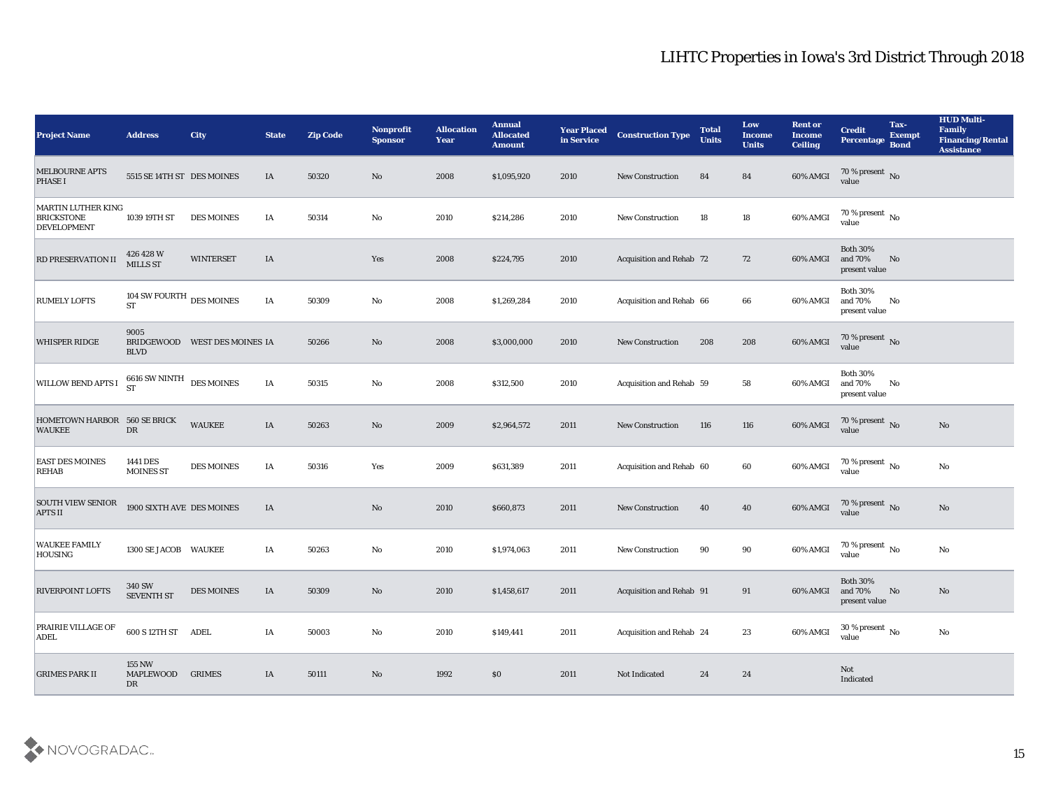# LIHTC Properties in Iowa's 3rd District Through 2018

| Project Name | Address | City | State | Zip Code | Nonprofit Sponsor | Allocation Year | Annual Allocated Amount | Year Placed in Service | Construction Type | Total Units | Low Income Units | Rent or Income Ceiling | Credit Percentage | Tax-Exempt Bond | HUD Multi-Family Financing/Rental Assistance |
|---|---|---|---|---|---|---|---|---|---|---|---|---|---|---|---|
| MELBOURNE APTS PHASE I | 5515 SE 14TH ST | DES MOINES | IA | 50320 | No | 2008 | $1,095,920 | 2010 | New Construction | 84 | 84 | 60% AMGI | 70 % present value | No | |
| MARTIN LUTHER KING BRICKSTONE DEVELOPMENT | 1039 19TH ST | DES MOINES | IA | 50314 | No | 2010 | $214,286 | 2010 | New Construction | 18 | 18 | 60% AMGI | 70 % present value | No | |
| RD PRESERVATION II | 426 428 W MILLS ST | WINTERSET | IA | | Yes | 2008 | $224,795 | 2010 | Acquisition and Rehab | 72 | 72 | 60% AMGI | Both 30% and 70% present value | No | |
| RUMELY LOFTS | 104 SW FOURTH ST | DES MOINES | IA | 50309 | No | 2008 | $1,269,284 | 2010 | Acquisition and Rehab | 66 | 66 | 60% AMGI | Both 30% and 70% present value | No | |
| WHISPER RIDGE | 9005 BRIDGEWOOD BLVD | WEST DES MOINES | IA | 50266 | No | 2008 | $3,000,000 | 2010 | New Construction | 208 | 208 | 60% AMGI | 70 % present value | No | |
| WILLOW BEND APTS I | 6616 SW NINTH ST | DES MOINES | IA | 50315 | No | 2008 | $312,500 | 2010 | Acquisition and Rehab | 59 | 58 | 60% AMGI | Both 30% and 70% present value | No | |
| HOMETOWN HARBOR WAUKEE | 560 SE BRICK DR | WAUKEE | IA | 50263 | No | 2009 | $2,964,572 | 2011 | New Construction | 116 | 116 | 60% AMGI | 70 % present value | No | No |
| EAST DES MOINES REHAB | 1441 DES MOINES ST | DES MOINES | IA | 50316 | Yes | 2009 | $631,389 | 2011 | Acquisition and Rehab | 60 | 60 | 60% AMGI | 70 % present value | No | No |
| SOUTH VIEW SENIOR APTS II | 1900 SIXTH AVE | DES MOINES | IA | | No | 2010 | $660,873 | 2011 | New Construction | 40 | 40 | 60% AMGI | 70 % present value | No | No |
| WAUKEE FAMILY HOUSING | 1300 SE JACOB | WAUKEE | IA | 50263 | No | 2010 | $1,974,063 | 2011 | New Construction | 90 | 90 | 60% AMGI | 70 % present value | No | No |
| RIVERPOINT LOFTS | 340 SW SEVENTH ST | DES MOINES | IA | 50309 | No | 2010 | $1,458,617 | 2011 | Acquisition and Rehab | 91 | 91 | 60% AMGI | Both 30% and 70% present value | No | No |
| PRAIRIE VILLAGE OF ADEL | 600 S 12TH ST | ADEL | IA | 50003 | No | 2010 | $149,441 | 2011 | Acquisition and Rehab | 24 | 23 | 60% AMGI | 30 % present value | No | No |
| GRIMES PARK II | 155 NW MAPLEWOOD DR | GRIMES | IA | 50111 | No | 1992 | $0 | 2011 | Not Indicated | 24 | 24 | | Not Indicated | | |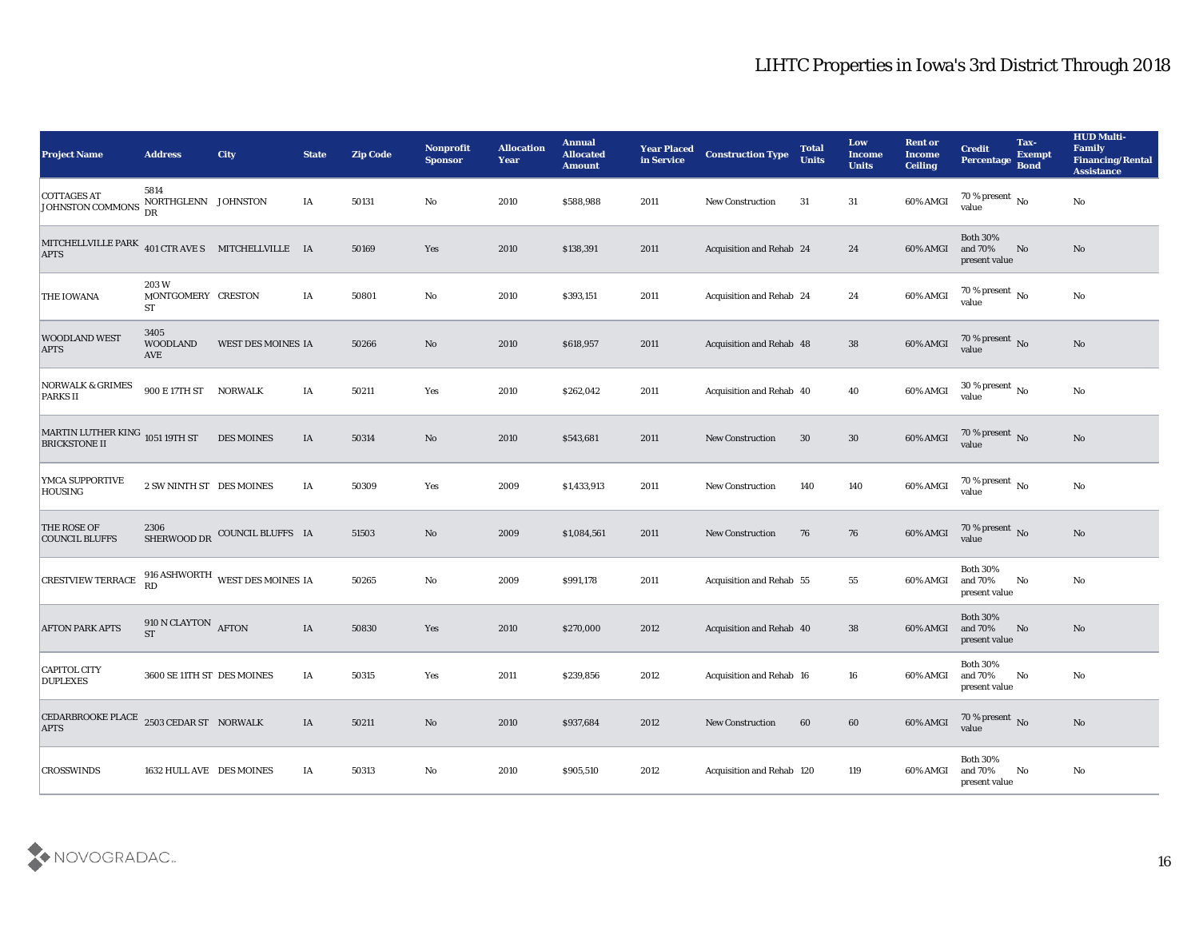# LIHTC Properties in Iowa's 3rd District Through 2018

| Project Name | Address | City | State | Zip Code | Nonprofit Sponsor | Allocation Year | Annual Allocated Amount | Year Placed in Service | Construction Type | Total Units | Low Income Units | Rent or Income Ceiling | Credit Percentage | Tax-Exempt Bond | HUD Multi-Family Financing/Rental Assistance |
|---|---|---|---|---|---|---|---|---|---|---|---|---|---|---|---|
| COTTAGES AT JOHNSTON COMMONS | 5814 NORTHGLENN DR | JOHNSTON | IA | 50131 | No | 2010 | $588,988 | 2011 | New Construction | 31 | 31 | 60% AMGI | 70 % present value | No | No |
| MITCHELLVILLE PARK APTS | 401 CTR AVE S | MITCHELLVILLE | IA | 50169 | Yes | 2010 | $138,391 | 2011 | Acquisition and Rehab | 24 | 24 | 60% AMGI | Both 30% and 70% present value | No | No |
| THE IOWANA | 203 W MONTGOMERY ST | CRESTON | IA | 50801 | No | 2010 | $393,151 | 2011 | Acquisition and Rehab | 24 | 24 | 60% AMGI | 70 % present value | No | No |
| WOODLAND WEST APTS | 3405 WOODLAND AVE | WEST DES MOINES | IA | 50266 | No | 2010 | $618,957 | 2011 | Acquisition and Rehab | 48 | 38 | 60% AMGI | 70 % present value | No | No |
| NORWALK & GRIMES PARKS II | 900 E 17TH ST | NORWALK | IA | 50211 | Yes | 2010 | $262,042 | 2011 | Acquisition and Rehab | 40 | 40 | 60% AMGI | 30 % present value | No | No |
| MARTIN LUTHER KING BRICKSTONE II | 1051 19TH ST | DES MOINES | IA | 50314 | No | 2010 | $543,681 | 2011 | New Construction | 30 | 30 | 60% AMGI | 70 % present value | No | No |
| YMCA SUPPORTIVE HOUSING | 2 SW NINTH ST | DES MOINES | IA | 50309 | Yes | 2009 | $1,433,913 | 2011 | New Construction | 140 | 140 | 60% AMGI | 70 % present value | No | No |
| THE ROSE OF COUNCIL BLUFFS | 2306 SHERWOOD DR | COUNCIL BLUFFS | IA | 51503 | No | 2009 | $1,084,561 | 2011 | New Construction | 76 | 76 | 60% AMGI | 70 % present value | No | No |
| CRESTVIEW TERRACE | 916 ASHWORTH RD | WEST DES MOINES | IA | 50265 | No | 2009 | $991,178 | 2011 | Acquisition and Rehab | 55 | 55 | 60% AMGI | Both 30% and 70% present value | No | No |
| AFTON PARK APTS | 910 N CLAYTON ST | AFTON | IA | 50830 | Yes | 2010 | $270,000 | 2012 | Acquisition and Rehab | 40 | 38 | 60% AMGI | Both 30% and 70% present value | No | No |
| CAPITOL CITY DUPLEXES | 3600 SE 11TH ST | DES MOINES | IA | 50315 | Yes | 2011 | $239,856 | 2012 | Acquisition and Rehab | 16 | 16 | 60% AMGI | Both 30% and 70% present value | No | No |
| CEDARBROOKE PLACE APTS | 2503 CEDAR ST | NORWALK | IA | 50211 | No | 2010 | $937,684 | 2012 | New Construction | 60 | 60 | 60% AMGI | 70 % present value | No | No |
| CROSSWINDS | 1632 HULL AVE | DES MOINES | IA | 50313 | No | 2010 | $905,510 | 2012 | Acquisition and Rehab | 120 | 119 | 60% AMGI | Both 30% and 70% present value | No | No |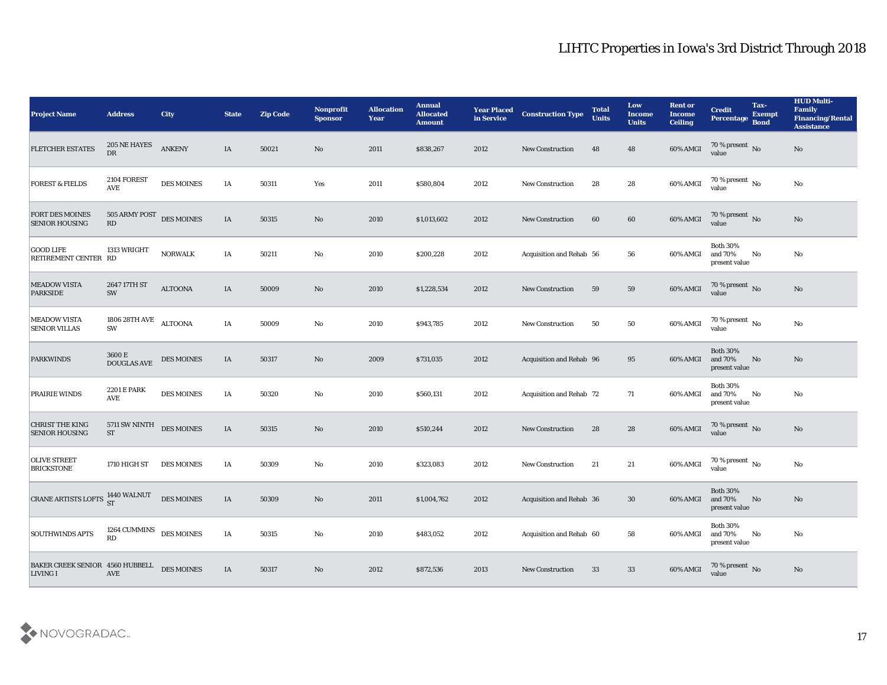# LIHTC Properties in Iowa's 3rd District Through 2018

| Project Name | Address | City | State | Zip Code | Nonprofit Sponsor | Allocation Year | Annual Allocated Amount | Year Placed in Service | Construction Type | Total Units | Low Income Units | Rent or Income Ceiling | Credit Percentage | Tax-Exempt Bond | HUD Multi-Family Financing/Rental Assistance |
|---|---|---|---|---|---|---|---|---|---|---|---|---|---|---|---|
| FLETCHER ESTATES | 205 NE HAYES DR | ANKENY | IA | 50021 | No | 2011 | $838,267 | 2012 | New Construction | 48 | 48 | 60% AMGI | 70 % present value | No | No |
| FOREST & FIELDS | 2104 FOREST AVE | DES MOINES | IA | 50311 | Yes | 2011 | $580,804 | 2012 | New Construction | 28 | 28 | 60% AMGI | 70 % present value | No | No |
| FORT DES MOINES SENIOR HOUSING | 505 ARMY POST RD | DES MOINES | IA | 50315 | No | 2010 | $1,013,602 | 2012 | New Construction | 60 | 60 | 60% AMGI | 70 % present value | No | No |
| GOOD LIFE RETIREMENT CENTER | 1313 WRIGHT RD | NORWALK | IA | 50211 | No | 2010 | $200,228 | 2012 | Acquisition and Rehab | 56 | 56 | 60% AMGI | Both 30% and 70% present value | No | No |
| MEADOW VISTA PARKSIDE | 2647 17TH ST SW | ALTOONA | IA | 50009 | No | 2010 | $1,228,534 | 2012 | New Construction | 59 | 59 | 60% AMGI | 70 % present value | No | No |
| MEADOW VISTA SENIOR VILLAS | 1806 28TH AVE SW | ALTOONA | IA | 50009 | No | 2010 | $943,785 | 2012 | New Construction | 50 | 50 | 60% AMGI | 70 % present value | No | No |
| PARKWINDS | 3600 E DOUGLAS AVE | DES MOINES | IA | 50317 | No | 2009 | $731,035 | 2012 | Acquisition and Rehab | 96 | 95 | 60% AMGI | Both 30% and 70% present value | No | No |
| PRAIRIE WINDS | 2201 E PARK AVE | DES MOINES | IA | 50320 | No | 2010 | $560,131 | 2012 | Acquisition and Rehab | 72 | 71 | 60% AMGI | Both 30% and 70% present value | No | No |
| CHRIST THE KING SENIOR HOUSING | 5711 SW NINTH ST | DES MOINES | IA | 50315 | No | 2010 | $510,244 | 2012 | New Construction | 28 | 28 | 60% AMGI | 70 % present value | No | No |
| OLIVE STREET BRICKSTONE | 1710 HIGH ST | DES MOINES | IA | 50309 | No | 2010 | $323,083 | 2012 | New Construction | 21 | 21 | 60% AMGI | 70 % present value | No | No |
| CRANE ARTISTS LOFTS | 1440 WALNUT ST | DES MOINES | IA | 50309 | No | 2011 | $1,004,762 | 2012 | Acquisition and Rehab | 36 | 30 | 60% AMGI | Both 30% and 70% present value | No | No |
| SOUTHWINDS APTS | 1264 CUMMINS RD | DES MOINES | IA | 50315 | No | 2010 | $483,052 | 2012 | Acquisition and Rehab | 60 | 58 | 60% AMGI | Both 30% and 70% present value | No | No |
| BAKER CREEK SENIOR LIVING I | 4560 HUBBELL AVE | DES MOINES | IA | 50317 | No | 2012 | $872,536 | 2013 | New Construction | 33 | 33 | 60% AMGI | 70 % present value | No | No |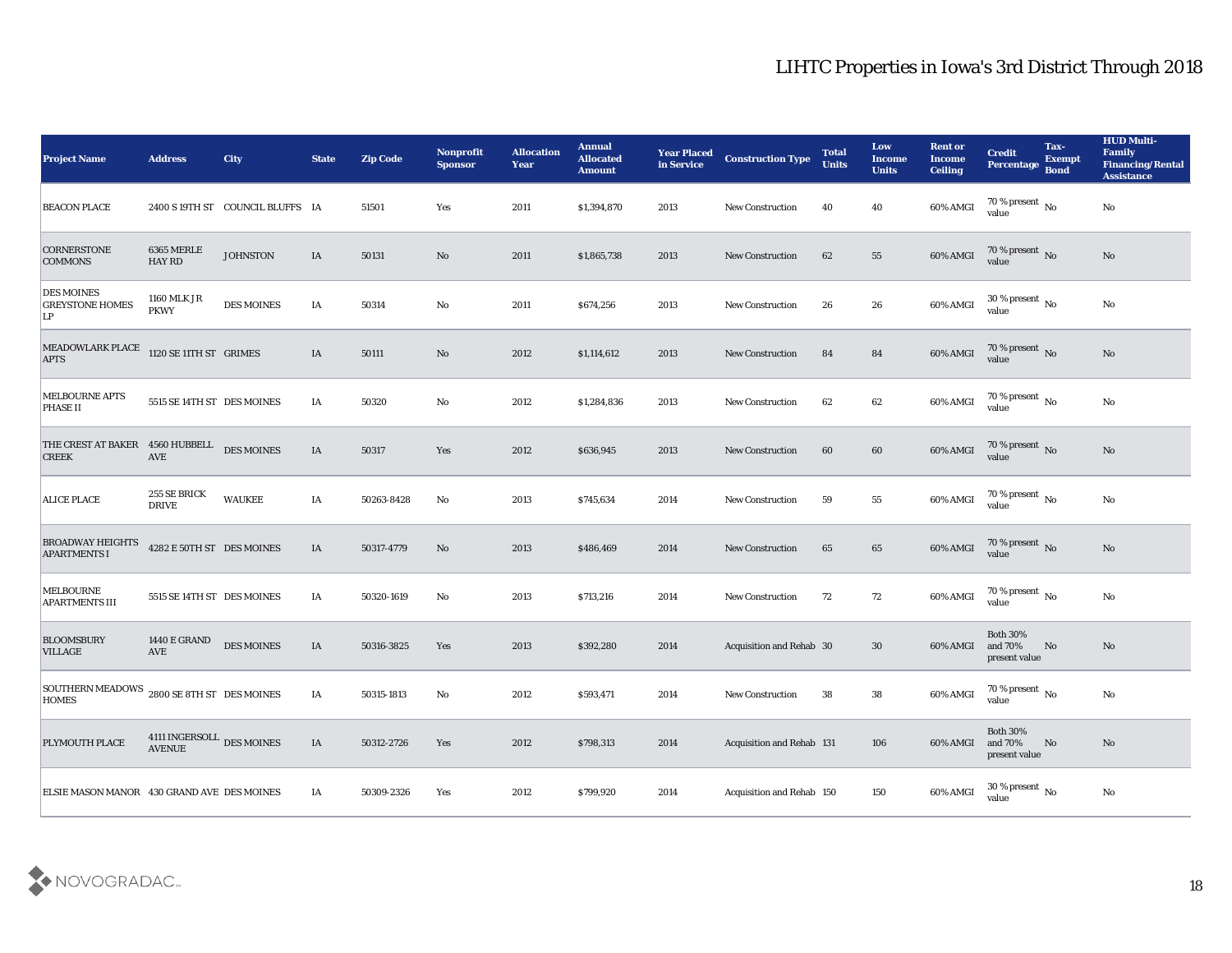# LIHTC Properties in Iowa's 3rd District Through 2018

| Project Name | Address | City | State | Zip Code | Nonprofit Sponsor | Allocation Year | Annual Allocated Amount | Year Placed in Service | Construction Type | Total Units | Low Income Units | Rent or Income Ceiling | Credit Percentage | Tax-Exempt Bond | HUD Multi-Family Financing/Rental Assistance |
|---|---|---|---|---|---|---|---|---|---|---|---|---|---|---|---|
| BEACON PLACE | 2400 S 19TH ST | COUNCIL BLUFFS | IA | 51501 | Yes | 2011 | $1,394,870 | 2013 | New Construction | 40 | 40 | 60% AMGI | 70 % present value | No | No |
| CORNERSTONE COMMONS | 6365 MERLE HAY RD | JOHNSTON | IA | 50131 | No | 2011 | $1,865,738 | 2013 | New Construction | 62 | 55 | 60% AMGI | 70 % present value | No | No |
| DES MOINES GREYSTONE HOMES LP | 1160 MLK JR PKWY | DES MOINES | IA | 50314 | No | 2011 | $674,256 | 2013 | New Construction | 26 | 26 | 60% AMGI | 30 % present value | No | No |
| MEADOWLARK PLACE APTS | 1120 SE 11TH ST | GRIMES | IA | 50111 | No | 2012 | $1,114,612 | 2013 | New Construction | 84 | 84 | 60% AMGI | 70 % present value | No | No |
| MELBOURNE APTS PHASE II | 5515 SE 14TH ST | DES MOINES | IA | 50320 | No | 2012 | $1,284,836 | 2013 | New Construction | 62 | 62 | 60% AMGI | 70 % present value | No | No |
| THE CREST AT BAKER CREEK | 4560 HUBBELL AVE | DES MOINES | IA | 50317 | Yes | 2012 | $636,945 | 2013 | New Construction | 60 | 60 | 60% AMGI | 70 % present value | No | No |
| ALICE PLACE | 255 SE BRICK DRIVE | WAUKEE | IA | 50263-8428 | No | 2013 | $745,634 | 2014 | New Construction | 59 | 55 | 60% AMGI | 70 % present value | No | No |
| BROADWAY HEIGHTS APARTMENTS I | 4282 E 50TH ST | DES MOINES | IA | 50317-4779 | No | 2013 | $486,469 | 2014 | New Construction | 65 | 65 | 60% AMGI | 70 % present value | No | No |
| MELBOURNE APARTMENTS III | 5515 SE 14TH ST | DES MOINES | IA | 50320-1619 | No | 2013 | $713,216 | 2014 | New Construction | 72 | 72 | 60% AMGI | 70 % present value | No | No |
| BLOOMSBURY VILLAGE | 1440 E GRAND AVE | DES MOINES | IA | 50316-3825 | Yes | 2013 | $392,280 | 2014 | Acquisition and Rehab | 30 | 30 | 60% AMGI | Both 30% and 70% present value | No | No |
| SOUTHERN MEADOWS HOMES | 2800 SE 8TH ST | DES MOINES | IA | 50315-1813 | No | 2012 | $593,471 | 2014 | New Construction | 38 | 38 | 60% AMGI | 70 % present value | No | No |
| PLYMOUTH PLACE | 4111 INGERSOLL AVENUE | DES MOINES | IA | 50312-2726 | Yes | 2012 | $798,313 | 2014 | Acquisition and Rehab | 131 | 106 | 60% AMGI | Both 30% and 70% present value | No | No |
| ELSIE MASON MANOR | 430 GRAND AVE | DES MOINES | IA | 50309-2326 | Yes | 2012 | $799,920 | 2014 | Acquisition and Rehab | 150 | 150 | 60% AMGI | 30 % present value | No | No |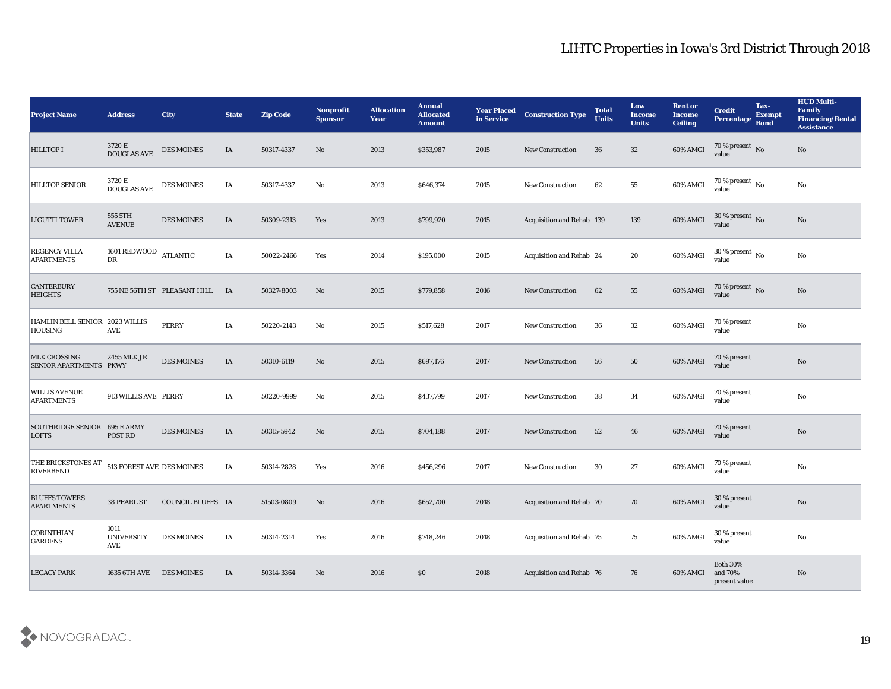# LIHTC Properties in Iowa's 3rd District Through 2018

| Project Name | Address | City | State | Zip Code | Nonprofit Sponsor | Allocation Year | Annual Allocated Amount | Year Placed in Service | Construction Type | Total Units | Low Income Units | Rent or Income Ceiling | Credit Percentage | Tax-Exempt Bond | HUD Multi-Family Financing/Rental Assistance |
|---|---|---|---|---|---|---|---|---|---|---|---|---|---|---|---|
| HILLTOP I | 3720 E DOUGLAS AVE | DES MOINES | IA | 50317-4337 | No | 2013 | $353,987 | 2015 | New Construction | 36 | 32 | 60% AMGI | 70 % present value | No | No |
| HILLTOP SENIOR | 3720 E DOUGLAS AVE | DES MOINES | IA | 50317-4337 | No | 2013 | $646,374 | 2015 | New Construction | 62 | 55 | 60% AMGI | 70 % present value | No | No |
| LIGUTTI TOWER | 555 5TH AVENUE | DES MOINES | IA | 50309-2313 | Yes | 2013 | $799,920 | 2015 | Acquisition and Rehab | 139 | 139 | 60% AMGI | 30 % present value | No | No |
| REGENCY VILLA APARTMENTS | 1601 REDWOOD DR | ATLANTIC | IA | 50022-2466 | Yes | 2014 | $195,000 | 2015 | Acquisition and Rehab | 24 | 20 | 60% AMGI | 30 % present value | No | No |
| CANTERBURY HEIGHTS | 755 NE 56TH ST | PLEASANT HILL | IA | 50327-8003 | No | 2015 | $779,858 | 2016 | New Construction | 62 | 55 | 60% AMGI | 70 % present value | No | No |
| HAMLIN BELL SENIOR HOUSING | 2023 WILLIS AVE | PERRY | IA | 50220-2143 | No | 2015 | $517,628 | 2017 | New Construction | 36 | 32 | 60% AMGI | 70 % present value | | No |
| MLK CROSSING SENIOR APARTMENTS | 2455 MLK J R PKWY | DES MOINES | IA | 50310-6119 | No | 2015 | $697,176 | 2017 | New Construction | 56 | 50 | 60% AMGI | 70 % present value | | No |
| WILLIS AVENUE APARTMENTS | 913 WILLIS AVE | PERRY | IA | 50220-9999 | No | 2015 | $437,799 | 2017 | New Construction | 38 | 34 | 60% AMGI | 70 % present value | | No |
| SOUTHRIDGE SENIOR LOFTS | 695 E ARMY POST RD | DES MOINES | IA | 50315-5942 | No | 2015 | $704,188 | 2017 | New Construction | 52 | 46 | 60% AMGI | 70 % present value | | No |
| THE BRICKSTONES AT RIVERBEND | 513 FOREST AVE | DES MOINES | IA | 50314-2828 | Yes | 2016 | $456,296 | 2017 | New Construction | 30 | 27 | 60% AMGI | 70 % present value | | No |
| BLUFFS TOWERS APARTMENTS | 38 PEARL ST | COUNCIL BLUFFS | IA | 51503-0809 | No | 2016 | $652,700 | 2018 | Acquisition and Rehab | 70 | 70 | 60% AMGI | 30 % present value | | No |
| CORINTHIAN GARDENS | 1011 UNIVERSITY AVE | DES MOINES | IA | 50314-2314 | Yes | 2016 | $748,246 | 2018 | Acquisition and Rehab | 75 | 75 | 60% AMGI | 30 % present value | | No |
| LEGACY PARK | 1635 6TH AVE | DES MOINES | IA | 50314-3364 | No | 2016 | $0 | 2018 | Acquisition and Rehab | 76 | 76 | 60% AMGI | Both 30% and 70% present value | | No |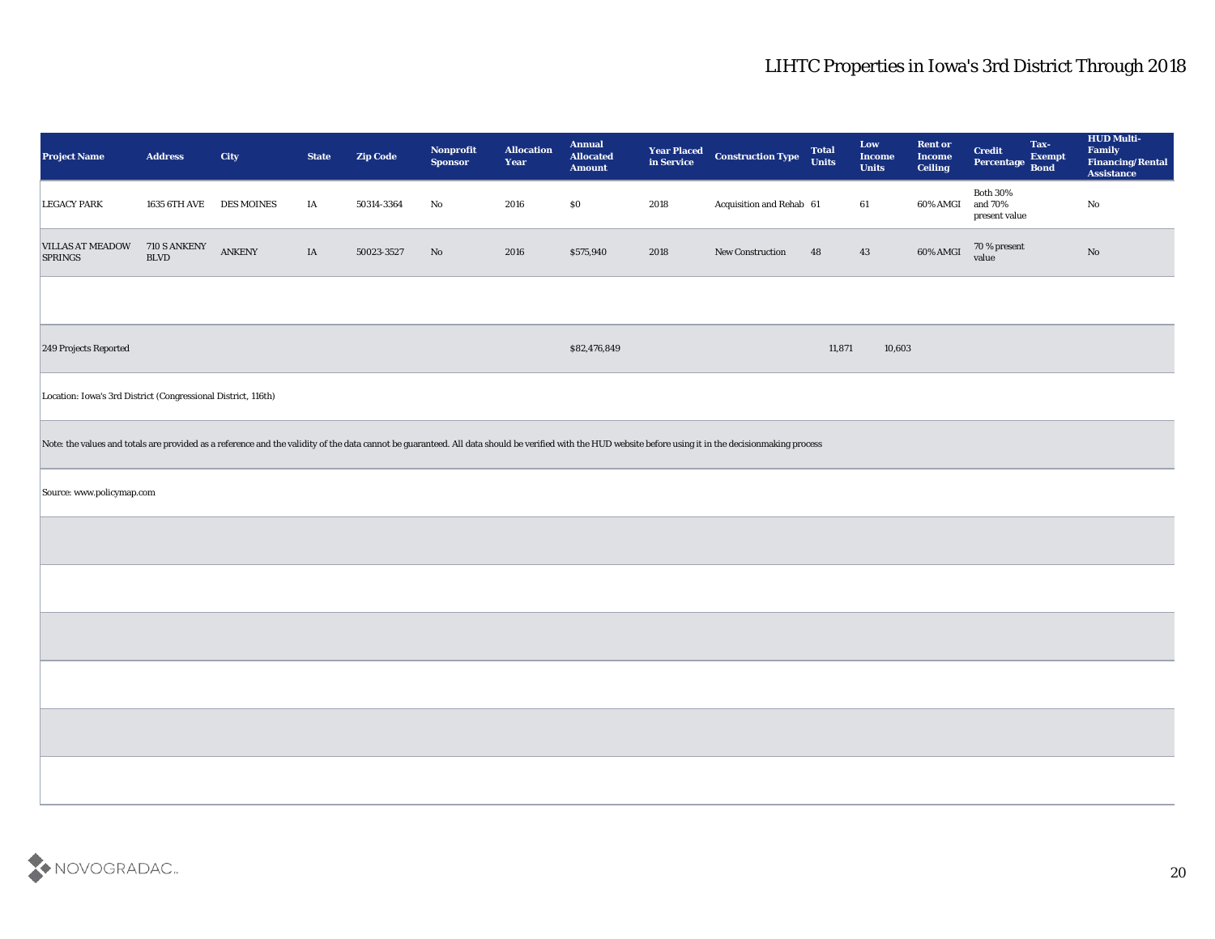# LIHTC Properties in Iowa's 3rd District Through 2018

| Project Name | Address | City | State | Zip Code | Nonprofit Sponsor | Allocation Year | Annual Allocated Amount | Year Placed in Service | Construction Type | Total Units | Low Income Units | Rent or Income Ceiling | Credit Percentage | Tax-Exempt Bond | HUD Multi-Family Financing/Rental Assistance |
|---|---|---|---|---|---|---|---|---|---|---|---|---|---|---|---|
| LEGACY PARK | 1635 6TH AVE | DES MOINES | IA | 50314-3364 | No | 2016 | $0 | 2018 | Acquisition and Rehab | 61 | 61 | 60% AMGI | Both 30% and 70% present value | | No |
| VILLAS AT MEADOW SPRINGS | 710 S ANKENY BLVD | ANKENY | IA | 50023-3527 | No | 2016 | $575,940 | 2018 | New Construction | 48 | 43 | 60% AMGI | 70 % present value | | No |
| | | | | | | | | | | | | | | | |
| 249 Projects Reported | | | | | | | $82,476,849 | | | 11,871 | 10,603 | | | | |

Location: Iowa's 3rd District (Congressional District, 116th)

Note: the values and totals are provided as a reference and the validity of the data cannot be guaranteed. All data should be verified with the HUD website before using it in the decisionmaking process

Source: www.policymap.com